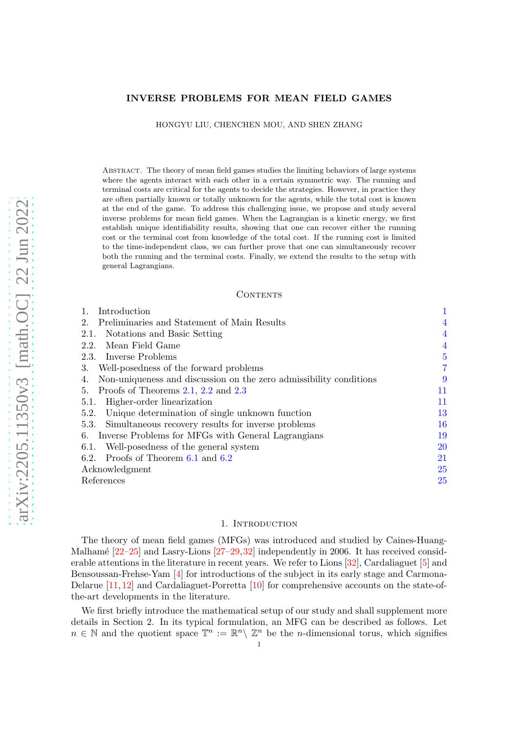# INVERSE PROBLEMS FOR MEAN FIELD GAMES

HONGYU LIU, CHENCHEN MOU, AND SHEN ZHANG

Abstract. The theory of mean field games studies the limiting behaviors of large systems where the agents interact with each other in a certain symmetric way. The running and terminal costs are critical for the agents to decide the strategies. However, in practice they are often partially known or totally unknown for the agents, while the total cost is known at the end of the game. To address this challenging issue, we propose and study several inverse problems for mean field games. When the Lagrangian is a kinetic energy, we first establish unique identifiability results, showing that one can recover either the running cost or the terminal cost from knowledge of the total cost. If the running cost is limited to the time-independent class, we can further prove that one can simultaneously recover both the running and the terminal costs. Finally, we extend the results to the setup with general Lagrangians.

## Contents

1. Introduction — 1
2. Preliminaries and Statement of Main Results — 4
   - 2.1. Notations and Basic Setting — 4
   - 2.2. Mean Field Game — 4
   - 2.3. Inverse Problems — 5
3. Well-posedness of the forward problems — 7
4. Non-uniqueness and discussion on the zero admissibility conditions — 9
5. Proofs of Theorems 2.1, 2.2 and 2.3 — 11
   - 5.1. Higher-order linearization — 11
   - 5.2. Unique determination of single unknown function — 13
   - 5.3. Simultaneous recovery results for inverse problems — 16
6. Inverse Problems for MFGs with General Lagrangians — 19
   - 6.1. Well-posedness of the general system — 20
   - 6.2. Proofs of Theorem 6.1 and 6.2 — 21

Acknowledgment — 25

References — 25

## 1. Introduction

The theory of mean field games (MFGs) was introduced and studied by Caines-Huang-Malhamé [22–25] and Lasry-Lions [27–29,32] independently in 2006. It has received considerable attentions in the literature in recent years. We refer to Lions [32], Cardaliaguet [5] and Bensoussan-Frehse-Yam [4] for introductions of the subject in its early stage and Carmona-Delarue [11,12] and Cardaliaguet-Porretta [10] for comprehensive accounts on the state-of-the-art developments in the literature.

We first briefly introduce the mathematical setup of our study and shall supplement more details in Section 2. In its typical formulation, an MFG can be described as follows. Let $n \in \mathbb{N}$ and the quotient space $\mathbb{T}^n := \mathbb{R}^n \setminus \mathbb{Z}^n$ be the $n$-dimensional torus, which signifies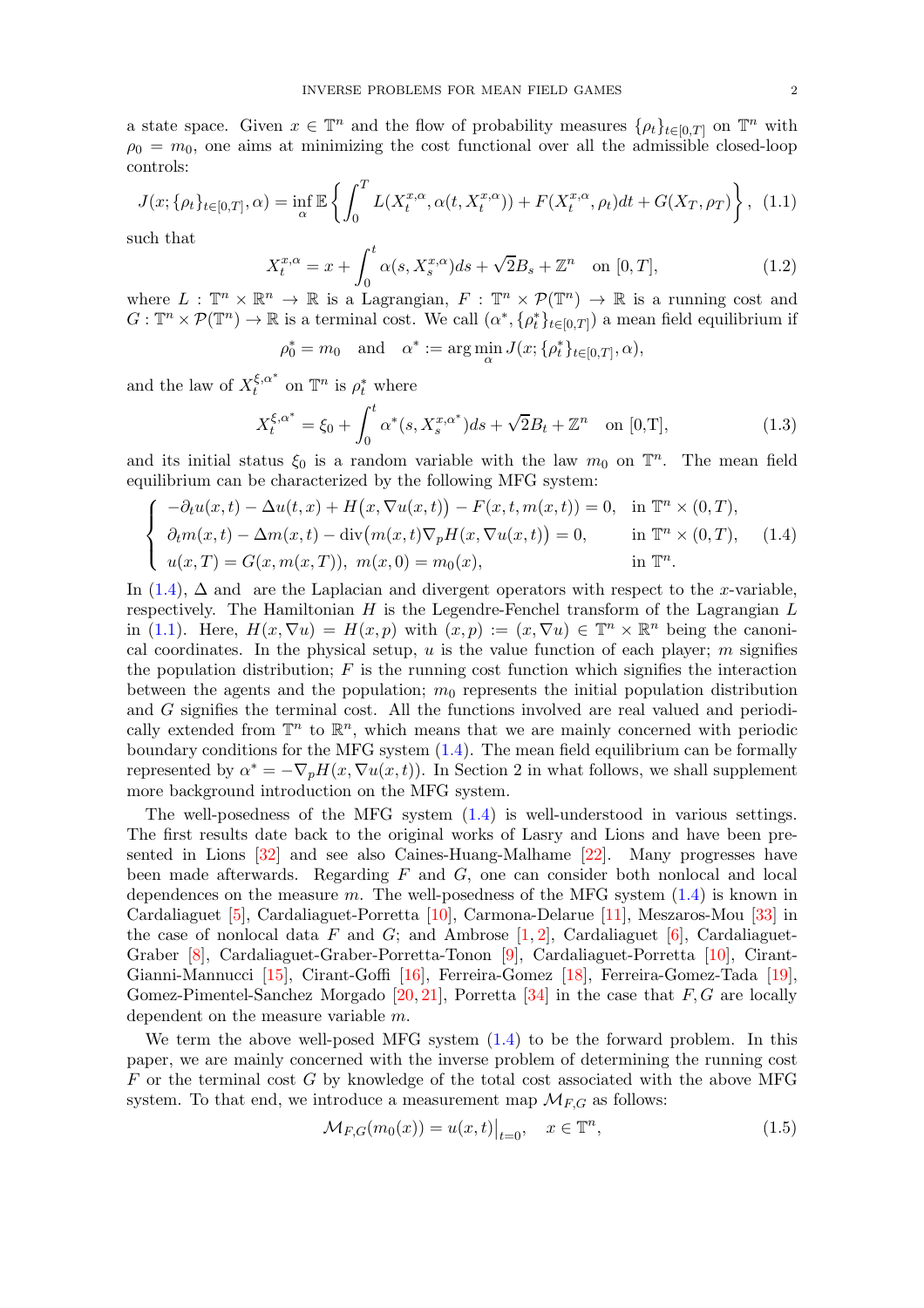a state space. Given $x \in \mathbb{T}^n$ and the flow of probability measures $\{\rho_t\}_{t\in[0,T]}$ on $\mathbb{T}^n$ with $\rho_0 = m_0$, one aims at minimizing the cost functional over all the admissible closed-loop controls:

$$J(x; \{\rho_t\}_{t\in[0,T]}, \alpha) = \inf_\alpha \mathbb{E}\left\{ \int_0^T L(X_t^{x,\alpha}, \alpha(t, X_t^{x,\alpha})) + F(X_t^{x,\alpha}, \rho_t)dt + G(X_T, \rho_T)\right\}, \quad (1.1)$$

such that

$$X_t^{x,\alpha} = x + \int_0^t \alpha(s, X_s^{x,\alpha})ds + \sqrt{2}B_s + \mathbb{Z}^n \quad \text{on } [0,T], \quad (1.2)$$

where $L : \mathbb{T}^n \times \mathbb{R}^n \to \mathbb{R}$ is a Lagrangian, $F : \mathbb{T}^n \times \mathcal{P}(\mathbb{T}^n) \to \mathbb{R}$ is a running cost and $G : \mathbb{T}^n \times \mathcal{P}(\mathbb{T}^n) \to \mathbb{R}$ is a terminal cost. We call $(\alpha^*, \{\rho_t^*\}_{t\in[0,T]})$ a mean field equilibrium if

$$\rho_0^* = m_0 \quad \text{and} \quad \alpha^* := \arg\min_\alpha J(x; \{\rho_t^*\}_{t\in[0,T]}, \alpha),$$

and the law of $X_t^{\xi,\alpha^*}$ on $\mathbb{T}^n$ is $\rho_t^*$ where

$$X_t^{\xi,\alpha^*} = \xi_0 + \int_0^t \alpha^*(s, X_s^{x,\alpha^*})ds + \sqrt{2}B_t + \mathbb{Z}^n \quad \text{on [0,T]}, \quad (1.3)$$

and its initial status $\xi_0$ is a random variable with the law $m_0$ on $\mathbb{T}^n$. The mean field equilibrium can be characterized by the following MFG system:

$$\begin{cases} -\partial_t u(x,t) - \Delta u(x,t) + H\big(x, \nabla u(x,t)\big) - F(x,t,m(x,t)) = 0, & \text{in } \mathbb{T}^n \times (0,T), \\ \partial_t m(x,t) - \Delta m(x,t) - \operatorname{div}\big(m(x,t)\nabla_p H(x, \nabla u(x,t)\big) = 0, & \text{in } \mathbb{T}^n \times (0,T), \\ u(x,T) = G(x, m(x,T)), \; m(x,0) = m_0(x), & \text{in } \mathbb{T}^n. \end{cases} \quad (1.4)$$

In (1.4), $\Delta$ and are the Laplacian and divergent operators with respect to the $x$-variable, respectively. The Hamiltonian $H$ is the Legendre-Fenchel transform of the Lagrangian $L$ in (1.1). Here, $H(x, \nabla u) = H(x,p)$ with $(x,p) := (x, \nabla u) \in \mathbb{T}^n \times \mathbb{R}^n$ being the canonical coordinates. In the physical setup, $u$ is the value function of each player; $m$ signifies the population distribution; $F$ is the running cost function which signifies the interaction between the agents and the population; $m_0$ represents the initial population distribution and $G$ signifies the terminal cost. All the functions involved are real valued and periodically extended from $\mathbb{T}^n$ to $\mathbb{R}^n$, which means that we are mainly concerned with periodic boundary conditions for the MFG system (1.4). The mean field equilibrium can be formally represented by $\alpha^* = -\nabla_p H(x, \nabla u(x,t))$. In Section 2 in what follows, we shall supplement more background introduction on the MFG system.

The well-posedness of the MFG system (1.4) is well-understood in various settings. The first results date back to the original works of Lasry and Lions and have been presented in Lions [32] and see also Caines-Huang-Malhame [22]. Many progresses have been made afterwards. Regarding $F$ and $G$, one can consider both nonlocal and local dependences on the measure $m$. The well-posedness of the MFG system (1.4) is known in Cardaliaguet [5], Cardaliaguet-Porretta [10], Carmona-Delarue [11], Meszaros-Mou [33] in the case of nonlocal data $F$ and $G$; and Ambrose [1, 2], Cardaliaguet [6], Cardaliaguet-Graber [8], Cardaliaguet-Graber-Porretta-Tonon [9], Cardaliaguet-Porretta [10], Cirant-Gianni-Mannucci [15], Cirant-Goffi [16], Ferreira-Gomez [18], Ferreira-Gomez-Tada [19], Gomez-Pimentel-Sanchez Morgado [20, 21], Porretta [34] in the case that $F, G$ are locally dependent on the measure variable $m$.

We term the above well-posed MFG system (1.4) to be the forward problem. In this paper, we are mainly concerned with the inverse problem of determining the running cost $F$ or the terminal cost $G$ by knowledge of the total cost associated with the above MFG system. To that end, we introduce a measurement map $\mathcal{M}_{F,G}$ as follows:

$$\mathcal{M}_{F,G}(m_0(x)) = u(x,t)\big|_{t=0}, \quad x \in \mathbb{T}^n, \quad (1.5)$$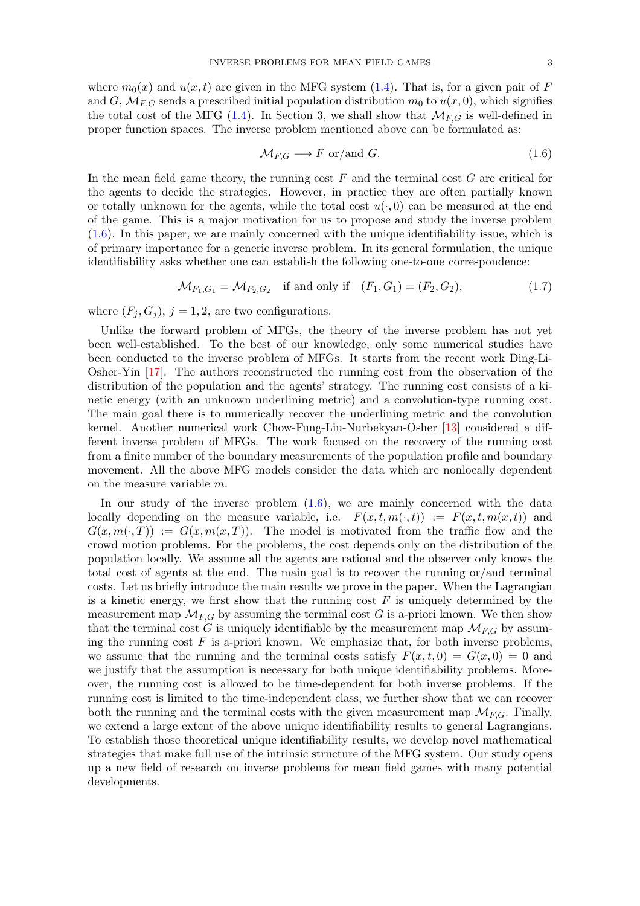where $m_0(x)$ and $u(x,t)$ are given in the MFG system (1.4). That is, for a given pair of $F$ and $G$, $\mathcal{M}_{F,G}$ sends a prescribed initial population distribution $m_0$ to $u(x,0)$, which signifies the total cost of the MFG (1.4). In Section 3, we shall show that $\mathcal{M}_{F,G}$ is well-defined in proper function spaces. The inverse problem mentioned above can be formulated as:

$$\mathcal{M}_{F,G} \longrightarrow F \text{ or/and } G. \tag{1.6}$$

In the mean field game theory, the running cost $F$ and the terminal cost $G$ are critical for the agents to decide the strategies. However, in practice they are often partially known or totally unknown for the agents, while the total cost $u(\cdot,0)$ can be measured at the end of the game. This is a major motivation for us to propose and study the inverse problem (1.6). In this paper, we are mainly concerned with the unique identifiability issue, which is of primary importance for a generic inverse problem. In its general formulation, the unique identifiability asks whether one can establish the following one-to-one correspondence:

$$\mathcal{M}_{F_1,G_1} = \mathcal{M}_{F_2,G_2} \quad \text{if and only if} \quad (F_1,G_1) = (F_2,G_2), \tag{1.7}$$

where $(F_j,G_j)$, $j=1,2$, are two configurations.

Unlike the forward problem of MFGs, the theory of the inverse problem has not yet been well-established. To the best of our knowledge, only some numerical studies have been conducted to the inverse problem of MFGs. It starts from the recent work Ding-Li-Osher-Yin [17]. The authors reconstructed the running cost from the observation of the distribution of the population and the agents' strategy. The running cost consists of a kinetic energy (with an unknown underlining metric) and a convolution-type running cost. The main goal there is to numerically recover the underlining metric and the convolution kernel. Another numerical work Chow-Fung-Liu-Nurbekyan-Osher [13] considered a different inverse problem of MFGs. The work focused on the recovery of the running cost from a finite number of the boundary measurements of the population profile and boundary movement. All the above MFG models consider the data which are nonlocally dependent on the measure variable $m$.

In our study of the inverse problem (1.6), we are mainly concerned with the data locally depending on the measure variable, i.e. $F(x,t,m(\cdot,t)) := F(x,t,m(x,t))$ and $G(x,m(\cdot,T)) := G(x,m(x,T))$. The model is motivated from the traffic flow and the crowd motion problems. For the problems, the cost depends only on the distribution of the population locally. We assume all the agents are rational and the observer only knows the total cost of agents at the end. The main goal is to recover the running or/and terminal costs. Let us briefly introduce the main results we prove in the paper. When the Lagrangian is a kinetic energy, we first show that the running cost $F$ is uniquely determined by the measurement map $\mathcal{M}_{F,G}$ by assuming the terminal cost $G$ is a-priori known. We then show that the terminal cost $G$ is uniquely identifiable by the measurement map $\mathcal{M}_{F,G}$ by assuming the running cost $F$ is a-priori known. We emphasize that, for both inverse problems, we assume that the running and the terminal costs satisfy $F(x,t,0) = G(x,0) = 0$ and we justify that the assumption is necessary for both unique identifiability problems. Moreover, the running cost is allowed to be time-dependent for both inverse problems. If the running cost is limited to the time-independent class, we further show that we can recover both the running and the terminal costs with the given measurement map $\mathcal{M}_{F,G}$. Finally, we extend a large extent of the above unique identifiability results to general Lagrangians. To establish those theoretical unique identifiability results, we develop novel mathematical strategies that make full use of the intrinsic structure of the MFG system. Our study opens up a new field of research on inverse problems for mean field games with many potential developments.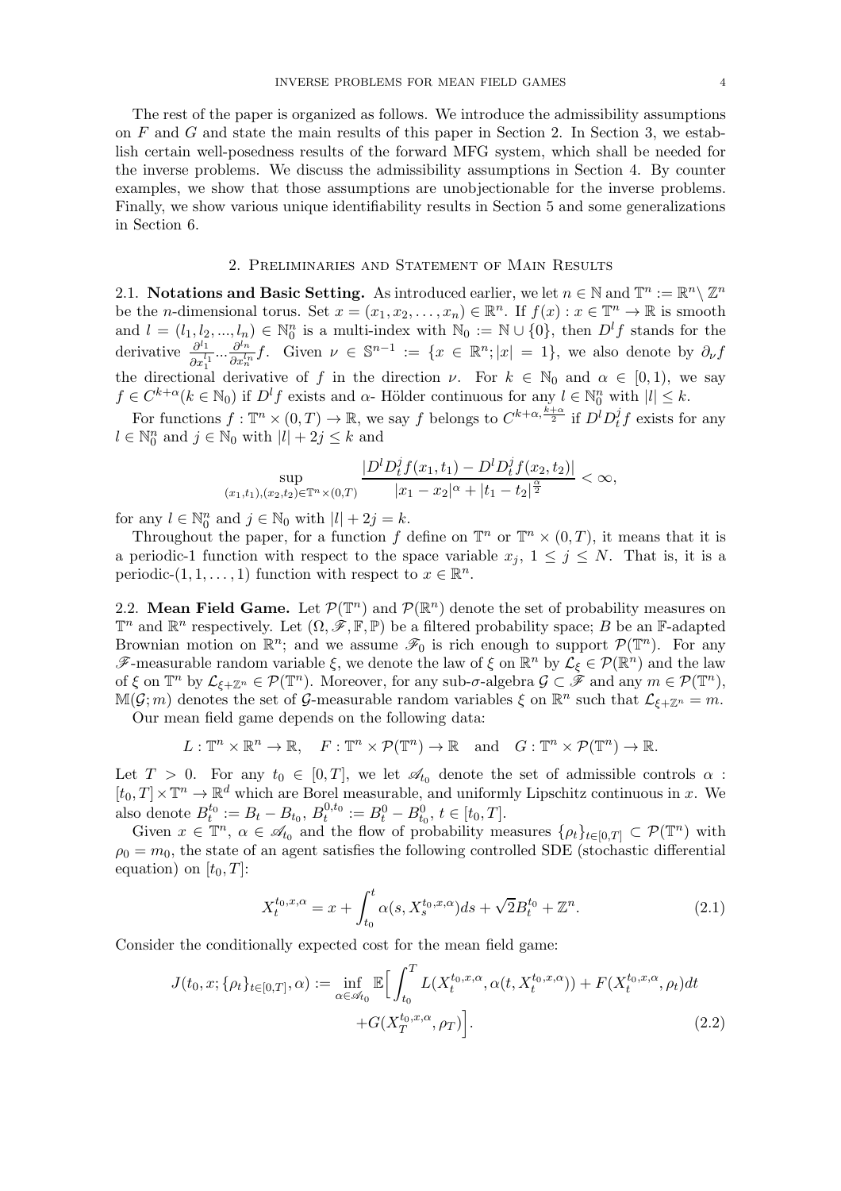The rest of the paper is organized as follows. We introduce the admissibility assumptions on $F$ and $G$ and state the main results of this paper in Section 2. In Section 3, we establish certain well-posedness results of the forward MFG system, which shall be needed for the inverse problems. We discuss the admissibility assumptions in Section 4. By counter examples, we show that those assumptions are unobjectionable for the inverse problems. Finally, we show various unique identifiability results in Section 5 and some generalizations in Section 6.

## 2. Preliminaries and Statement of Main Results

### 2.1. Notations and Basic Setting.

As introduced earlier, we let $n \in \mathbb{N}$ and $\mathbb{T}^n := \mathbb{R}^n \setminus \mathbb{Z}^n$ be the $n$-dimensional torus. Set $x = (x_1, x_2, \ldots, x_n) \in \mathbb{R}^n$. If $f(x) : x \in \mathbb{T}^n \to \mathbb{R}$ is smooth and $l = (l_1, l_2, ..., l_n) \in \mathbb{N}_0^n$ is a multi-index with $\mathbb{N}_0 := \mathbb{N} \cup \{0\}$, then $D^l f$ stands for the derivative $\frac{\partial^{l_1}}{\partial x_1^{l_1}} \cdots \frac{\partial^{l_n}}{\partial x_n^{l_n}} f$. Given $\nu \in \mathbb{S}^{n-1} := \{x \in \mathbb{R}^n; |x| = 1\}$, we also denote by $\partial_\nu f$ the directional derivative of $f$ in the direction $\nu$. For $k \in \mathbb{N}_0$ and $\alpha \in [0, 1)$, we say $f \in C^{k+\alpha}(k \in \mathbb{N}_0)$ if $D^l f$ exists and $\alpha$- Hölder continuous for any $l \in \mathbb{N}_0^n$ with $|l| \leq k$.

For functions $f : \mathbb{T}^n \times (0, T) \to \mathbb{R}$, we say $f$ belongs to $C^{k+\alpha, \frac{k+\alpha}{2}}$ if $D^l D_t^j f$ exists for any $l \in \mathbb{N}_0^n$ and $j \in \mathbb{N}_0$ with $|l| + 2j \leq k$ and

$$\sup_{(x_1,t_1),(x_2,t_2) \in \mathbb{T}^n \times (0,T)} \frac{|D^l D_t^j f(x_1, t_1) - D^l D_t^j f(x_2, t_2)|}{|x_1 - x_2|^\alpha + |t_1 - t_2|^{\frac{\alpha}{2}}} < \infty,$$

for any $l \in \mathbb{N}_0^n$ and $j \in \mathbb{N}_0$ with $|l| + 2j = k$.

Throughout the paper, for a function $f$ define on $\mathbb{T}^n$ or $\mathbb{T}^n \times (0, T)$, it means that it is a periodic-1 function with respect to the space variable $x_j$, $1 \leq j \leq N$. That is, it is a periodic-$(1, 1, \ldots, 1)$ function with respect to $x \in \mathbb{R}^n$.

### 2.2. Mean Field Game.

Let $\mathcal{P}(\mathbb{T}^n)$ and $\mathcal{P}(\mathbb{R}^n)$ denote the set of probability measures on $\mathbb{T}^n$ and $\mathbb{R}^n$ respectively. Let $(\Omega, \mathscr{F}, \mathbb{F}, \mathbb{P})$ be a filtered probability space; $B$ be an $\mathbb{F}$-adapted Brownian motion on $\mathbb{R}^n$; and we assume $\mathscr{F}_0$ is rich enough to support $\mathcal{P}(\mathbb{T}^n)$. For any $\mathscr{F}$-measurable random variable $\xi$, we denote the law of $\xi$ on $\mathbb{R}^n$ by $\mathcal{L}_\xi \in \mathcal{P}(\mathbb{R}^n)$ and the law of $\xi$ on $\mathbb{T}^n$ by $\mathcal{L}_{\xi + \mathbb{Z}^n} \in \mathcal{P}(\mathbb{T}^n)$. Moreover, for any sub-$\sigma$-algebra $\mathcal{G} \subset \mathscr{F}$ and any $m \in \mathcal{P}(\mathbb{T}^n)$, $\mathbb{M}(\mathcal{G}; m)$ denotes the set of $\mathcal{G}$-measurable random variables $\xi$ on $\mathbb{R}^n$ such that $\mathcal{L}_{\xi + \mathbb{Z}^n} = m$.

Our mean field game depends on the following data:

$$L : \mathbb{T}^n \times \mathbb{R}^n \to \mathbb{R}, \quad F : \mathbb{T}^n \times \mathcal{P}(\mathbb{T}^n) \to \mathbb{R} \quad \text{and} \quad G : \mathbb{T}^n \times \mathcal{P}(\mathbb{T}^n) \to \mathbb{R}.$$

Let $T > 0$. For any $t_0 \in [0, T]$, we let $\mathscr{A}_{t_0}$ denote the set of admissible controls $\alpha : [t_0, T] \times \mathbb{T}^n \to \mathbb{R}^d$ which are Borel measurable, and uniformly Lipschitz continuous in $x$. We also denote $B_t^{t_0} := B_t - B_{t_0}$, $B_t^{0,t_0} := B_t^0 - B_{t_0}^0$, $t \in [t_0, T]$.

Given $x \in \mathbb{T}^n$, $\alpha \in \mathscr{A}_{t_0}$ and the flow of probability measures $\{\rho_t\}_{t \in [0,T]} \subset \mathcal{P}(\mathbb{T}^n)$ with $\rho_0 = m_0$, the state of an agent satisfies the following controlled SDE (stochastic differential equation) on $[t_0, T]$:

$$X_t^{t_0,x,\alpha} = x + \int_{t_0}^t \alpha(s, X_s^{t_0,x,\alpha}) ds + \sqrt{2} B_t^{t_0} + \mathbb{Z}^n. \tag{2.1}$$

Consider the conditionally expected cost for the mean field game:

$$\begin{aligned} J(t_0, x; \{\rho_t\}_{t \in [0,T]}, \alpha) := \inf_{\alpha \in \mathscr{A}_{t_0}} \mathbb{E}\Big[ \int_{t_0}^T L(X_t^{t_0,x,\alpha}, \alpha(t, X_t^{t_0,x,\alpha})) + F(X_t^{t_0,x,\alpha}, \rho_t) dt \\ + G(X_T^{t_0,x,\alpha}, \rho_T) \Big]. \end{aligned} \tag{2.2}$$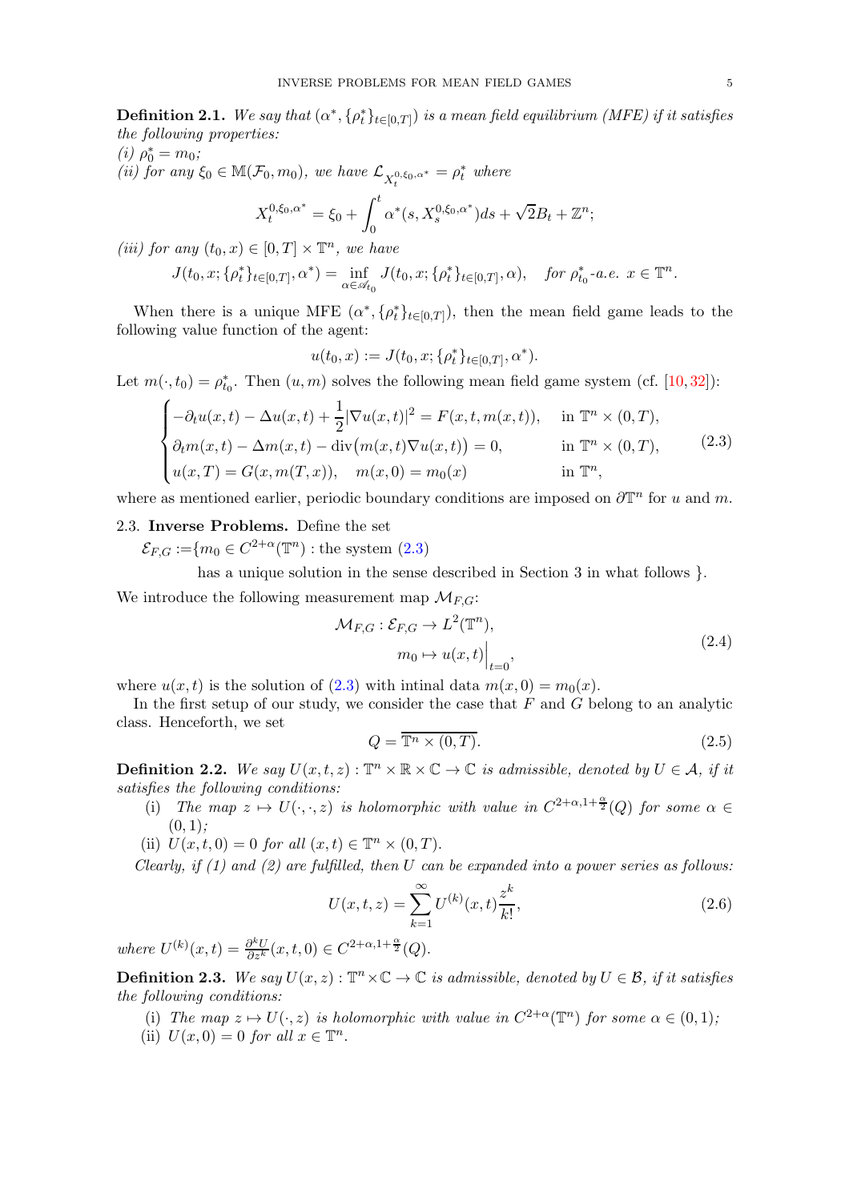**Definition 2.1.** *We say that $(\alpha^*, \{\rho_t^*\}_{t\in[0,T]})$ is a mean field equilibrium (MFE) if it satisfies the following properties:*
*(i) $\rho_0^* = m_0$;*
*(ii) for any $\xi_0 \in \mathbb{M}(\mathcal{F}_0, m_0)$, we have $\mathcal{L}_{X_t^{0,\xi_0,\alpha^*}} = \rho_t^*$ where*

$$X_t^{0,\xi_0,\alpha^*} = \xi_0 + \int_0^t \alpha^*(s, X_s^{0,\xi_0,\alpha^*})ds + \sqrt{2}B_t + \mathbb{Z}^n;$$

*(iii) for any $(t_0, x) \in [0,T] \times \mathbb{T}^n$, we have*

$$J(t_0, x; \{\rho_t^*\}_{t\in[0,T]}, \alpha^*) = \inf_{\alpha \in \mathscr{A}_{t_0}} J(t_0, x; \{\rho_t^*\}_{t\in[0,T]}, \alpha), \quad \text{for } \rho_{t_0}^*\text{-a.e. } x \in \mathbb{T}^n.$$

When there is a unique MFE $(\alpha^*, \{\rho_t^*\}_{t\in[0,T]})$, then the mean field game leads to the following value function of the agent:

$$u(t_0, x) := J(t_0, x; \{\rho_t^*\}_{t\in[0,T]}, \alpha^*).$$

Let $m(\cdot, t_0) = \rho_{t_0}^*$. Then $(u, m)$ solves the following mean field game system (cf. [10, 32]):

$$\begin{cases} -\partial_t u(x,t) - \Delta u(x,t) + \dfrac{1}{2}|\nabla u(x,t)|^2 = F(x,t,m(x,t)), & \text{in } \mathbb{T}^n \times (0,T), \\ \partial_t m(x,t) - \Delta m(x,t) - \operatorname{div}\big(m(x,t)\nabla u(x,t)\big) = 0, & \text{in } \mathbb{T}^n \times (0,T), \\ u(x,T) = G(x, m(T,x)), \quad m(x,0) = m_0(x) & \text{in } \mathbb{T}^n, \end{cases} \tag{2.3}$$

where as mentioned earlier, periodic boundary conditions are imposed on $\partial\mathbb{T}^n$ for $u$ and $m$.

### 2.3. Inverse Problems.

Define the set

$\mathcal{E}_{F,G} := \{m_0 \in C^{2+\alpha}(\mathbb{T}^n)$ : the system (2.3) has a unique solution in the sense described in Section 3 in what follows $\}$.

We introduce the following measurement map $\mathcal{M}_{F,G}$:

$$\begin{aligned} \mathcal{M}_{F,G} : \mathcal{E}_{F,G} &\to L^2(\mathbb{T}^n), \\ m_0 &\mapsto u(x,t)\Big|_{t=0}, \end{aligned} \tag{2.4}$$

where $u(x,t)$ is the solution of (2.3) with intinal data $m(x,0) = m_0(x)$.

In the first setup of our study, we consider the case that $F$ and $G$ belong to an analytic class. Henceforth, we set

$$Q = \overline{\mathbb{T}^n \times (0,T)}. \tag{2.5}$$

**Definition 2.2.** *We say $U(x,t,z) : \mathbb{T}^n \times \mathbb{R} \times \mathbb{C} \to \mathbb{C}$ is admissible, denoted by $U \in \mathcal{A}$, if it satisfies the following conditions:*

(i) *The map $z \mapsto U(\cdot,\cdot,z)$ is holomorphic with value in $C^{2+\alpha,1+\frac{\alpha}{2}}(Q)$ for some $\alpha \in (0,1)$;*
(ii) *$U(x,t,0) = 0$ for all $(x,t) \in \mathbb{T}^n \times (0,T)$.*

*Clearly, if (1) and (2) are fulfilled, then $U$ can be expanded into a power series as follows:*

$$U(x,t,z) = \sum_{k=1}^{\infty} U^{(k)}(x,t)\frac{z^k}{k!}, \tag{2.6}$$

*where $U^{(k)}(x,t) = \frac{\partial^k U}{\partial z^k}(x,t,0) \in C^{2+\alpha,1+\frac{\alpha}{2}}(Q)$.*

**Definition 2.3.** *We say $U(x,z) : \mathbb{T}^n \times \mathbb{C} \to \mathbb{C}$ is admissible, denoted by $U \in \mathcal{B}$, if it satisfies the following conditions:*

(i) *The map $z \mapsto U(\cdot,z)$ is holomorphic with value in $C^{2+\alpha}(\mathbb{T}^n)$ for some $\alpha \in (0,1)$;*
(ii) *$U(x,0) = 0$ for all $x \in \mathbb{T}^n$.*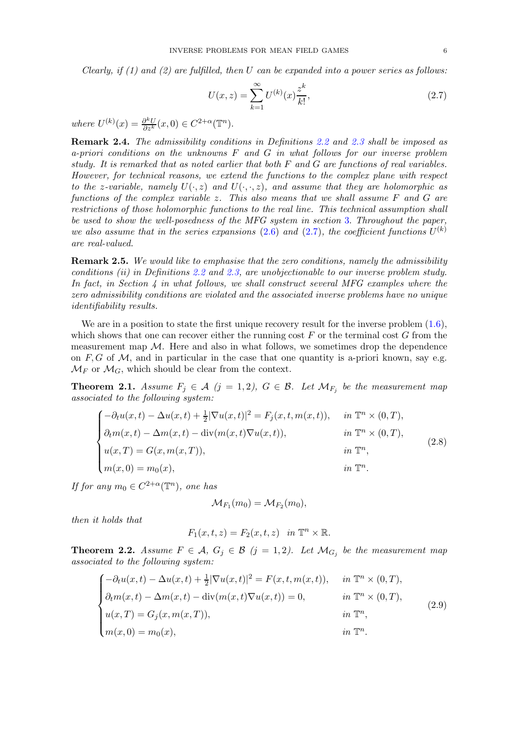*Clearly, if (1) and (2) are fulfilled, then $U$ can be expanded into a power series as follows:*

$$
U(x,z) = \sum_{k=1}^{\infty} U^{(k)}(x) \frac{z^k}{k!}, \tag{2.7}
$$

*where $U^{(k)}(x) = \frac{\partial^k U}{\partial z^k}(x,0) \in C^{2+\alpha}(\mathbb{T}^n)$.*

**Remark 2.4.** *The admissibility conditions in Definitions 2.2 and 2.3 shall be imposed as a-priori conditions on the unknowns $F$ and $G$ in what follows for our inverse problem study. It is remarked that as noted earlier that both $F$ and $G$ are functions of real variables. However, for technical reasons, we extend the functions to the complex plane with respect to the $z$-variable, namely $U(\cdot, z)$ and $U(\cdot,\cdot,z)$, and assume that they are holomorphic as functions of the complex variable $z$. This also means that we shall assume $F$ and $G$ are restrictions of those holomorphic functions to the real line. This technical assumption shall be used to show the well-posedness of the MFG system in section 3. Throughout the paper, we also assume that in the series expansions (2.6) and (2.7), the coefficient functions $U^{(k)}$ are real-valued.*

**Remark 2.5.** *We would like to emphasise that the zero conditions, namely the admissibility conditions (ii) in Definitions 2.2 and 2.3, are unobjectionable to our inverse problem study. In fact, in Section 4 in what follows, we shall construct several MFG examples where the zero admissibility conditions are violated and the associated inverse problems have no unique identifiability results.*

We are in a position to state the first unique recovery result for the inverse problem (1.6), which shows that one can recover either the running cost $F$ or the terminal cost $G$ from the measurement map $\mathcal{M}$. Here and also in what follows, we sometimes drop the dependence on $F, G$ of $\mathcal{M}$, and in particular in the case that one quantity is a-priori known, say e.g. $\mathcal{M}_F$ or $\mathcal{M}_G$, which should be clear from the context.

**Theorem 2.1.** *Assume $F_j \in \mathcal{A}$ $(j = 1, 2)$, $G \in \mathcal{B}$. Let $\mathcal{M}_{F_j}$ be the measurement map associated to the following system:*

$$
\begin{cases}
-\partial_t u(x,t) - \Delta u(x,t) + \frac{1}{2}|\nabla u(x,t)|^2 = F_j(x,t,m(x,t)), & \text{in } \mathbb{T}^n \times (0,T),\\
\partial_t m(x,t) - \Delta m(x,t) - \operatorname{div}(m(x,t)\nabla u(x,t)), & \text{in } \mathbb{T}^n \times (0,T),\\
u(x,T) = G(x, m(x,T)), & \text{in } \mathbb{T}^n,\\
m(x,0) = m_0(x), & \text{in } \mathbb{T}^n.
\end{cases} \tag{2.8}
$$

*If for any $m_0 \in C^{2+\alpha}(\mathbb{T}^n)$, one has*

$$
\mathcal{M}_{F_1}(m_0) = \mathcal{M}_{F_2}(m_0),
$$

*then it holds that*

$$
F_1(x,t,z) = F_2(x,t,z) \quad \text{in } \mathbb{T}^n \times \mathbb{R}.
$$

**Theorem 2.2.** *Assume $F \in \mathcal{A}$, $G_j \in \mathcal{B}$ $(j = 1, 2)$. Let $\mathcal{M}_{G_j}$ be the measurement map associated to the following system:*

$$
\begin{cases}
-\partial_t u(x,t) - \Delta u(x,t) + \frac{1}{2}|\nabla u(x,t)|^2 = F(x,t,m(x,t)), & \text{in } \mathbb{T}^n \times (0,T),\\
\partial_t m(x,t) - \Delta m(x,t) - \operatorname{div}(m(x,t)\nabla u(x,t)) = 0, & \text{in } \mathbb{T}^n \times (0,T),\\
u(x,T) = G_j(x, m(x,T)), & \text{in } \mathbb{T}^n,\\
m(x,0) = m_0(x), & \text{in } \mathbb{T}^n.
\end{cases} \tag{2.9}
$$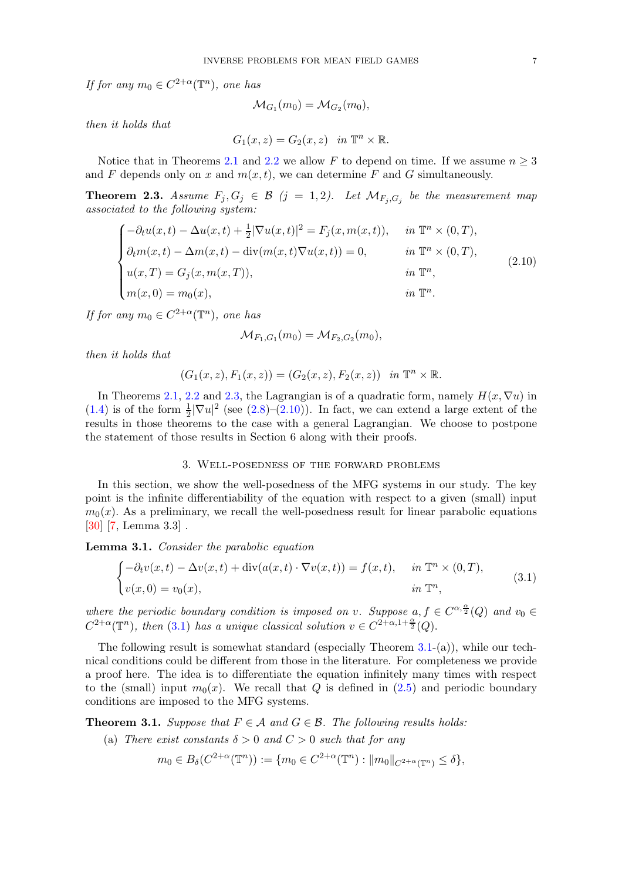*If for any $m_0 \in C^{2+\alpha}(\mathbb{T}^n)$, one has*

$$\mathcal{M}_{G_1}(m_0) = \mathcal{M}_{G_2}(m_0),$$

*then it holds that*

$$G_1(x,z) = G_2(x,z) \quad \text{in } \mathbb{T}^n \times \mathbb{R}.$$

Notice that in Theorems 2.1 and 2.2 we allow $F$ to depend on time. If we assume $n \geq 3$ and $F$ depends only on $x$ and $m(x,t)$, we can determine $F$ and $G$ simultaneously.

**Theorem 2.3.** *Assume $F_j, G_j \in \mathcal{B}$ $(j = 1,2)$. Let $\mathcal{M}_{F_j,G_j}$ be the measurement map associated to the following system:*

$$\begin{cases} -\partial_t u(x,t) - \Delta u(x,t) + \frac{1}{2}|\nabla u(x,t)|^2 = F_j(x, m(x,t)), & \text{in } \mathbb{T}^n \times (0,T), \\ \partial_t m(x,t) - \Delta m(x,t) - \operatorname{div}(m(x,t)\nabla u(x,t)) = 0, & \text{in } \mathbb{T}^n \times (0,T), \\ u(x,T) = G_j(x, m(x,T)), & \text{in } \mathbb{T}^n, \\ m(x,0) = m_0(x), & \text{in } \mathbb{T}^n. \end{cases} \tag{2.10}$$

*If for any $m_0 \in C^{2+\alpha}(\mathbb{T}^n)$, one has*

$$\mathcal{M}_{F_1,G_1}(m_0) = \mathcal{M}_{F_2,G_2}(m_0),$$

*then it holds that*

$$(G_1(x,z), F_1(x,z)) = (G_2(x,z), F_2(x,z)) \quad \text{in } \mathbb{T}^n \times \mathbb{R}.$$

In Theorems 2.1, 2.2 and 2.3, the Lagrangian is of a quadratic form, namely $H(x, \nabla u)$ in (1.4) is of the form $\frac{1}{2}|\nabla u|^2$ (see (2.8)–(2.10)). In fact, we can extend a large extent of the results in those theorems to the case with a general Lagrangian. We choose to postpone the statement of those results in Section 6 along with their proofs.

## 3. Well-posedness of the forward problems

In this section, we show the well-posedness of the MFG systems in our study. The key point is the infinite differentiability of the equation with respect to a given (small) input $m_0(x)$. As a preliminary, we recall the well-posedness result for linear parabolic equations [30] [7, Lemma 3.3] .

**Lemma 3.1.** *Consider the parabolic equation*

$$\begin{cases} -\partial_t v(x,t) - \Delta v(x,t) + \operatorname{div}(a(x,t) \cdot \nabla v(x,t)) = f(x,t), & \text{in } \mathbb{T}^n \times (0,T), \\ v(x,0) = v_0(x), & \text{in } \mathbb{T}^n, \end{cases} \tag{3.1}$$

*where the periodic boundary condition is imposed on $v$. Suppose $a, f \in C^{\alpha,\frac{\alpha}{2}}(Q)$ and $v_0 \in C^{2+\alpha}(\mathbb{T}^n)$, then (3.1) has a unique classical solution $v \in C^{2+\alpha,1+\frac{\alpha}{2}}(Q)$.*

The following result is somewhat standard (especially Theorem 3.1-(a)), while our technical conditions could be different from those in the literature. For completeness we provide a proof here. The idea is to differentiate the equation infinitely many times with respect to the (small) input $m_0(x)$. We recall that $Q$ is defined in (2.5) and periodic boundary conditions are imposed to the MFG systems.

**Theorem 3.1.** *Suppose that $F \in \mathcal{A}$ and $G \in \mathcal{B}$. The following results holds:*

(a) *There exist constants $\delta > 0$ and $C > 0$ such that for any*

$$m_0 \in B_\delta(C^{2+\alpha}(\mathbb{T}^n)) := \{m_0 \in C^{2+\alpha}(\mathbb{T}^n) : \|m_0\|_{C^{2+\alpha}(\mathbb{T}^n)} \leq \delta\},$$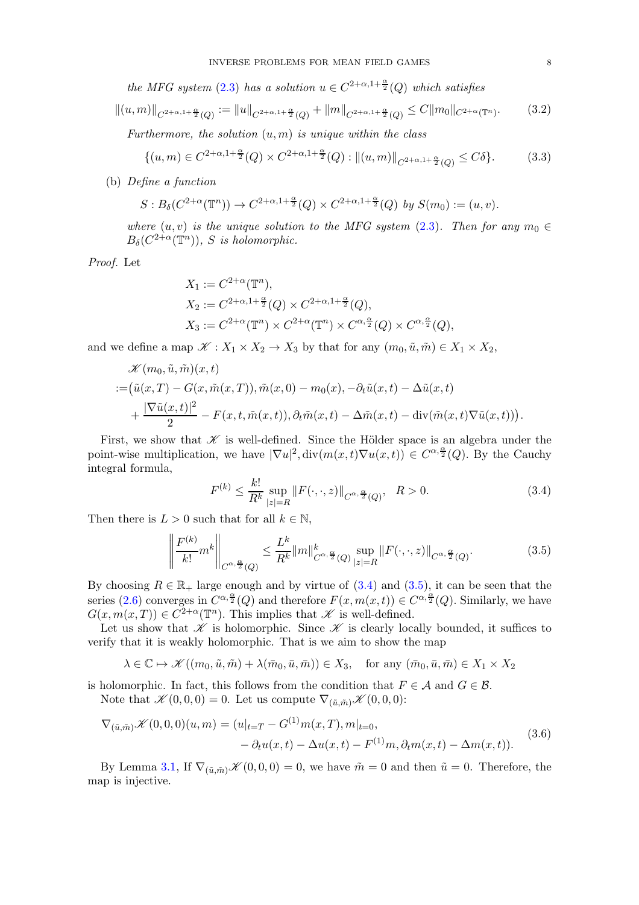*the MFG system* (2.3) *has a solution* $u \in C^{2+\alpha,1+\frac{\alpha}{2}}(Q)$ *which satisfies*

$$\|(u,m)\|_{C^{2+\alpha,1+\frac{\alpha}{2}}(Q)} := \|u\|_{C^{2+\alpha,1+\frac{\alpha}{2}}(Q)} + \|m\|_{C^{2+\alpha,1+\frac{\alpha}{2}}(Q)} \leq C\|m_0\|_{C^{2+\alpha}(\mathbb{T}^n)}. \tag{3.2}$$

*Furthermore, the solution* $(u,m)$ *is unique within the class*

$$\{(u,m) \in C^{2+\alpha,1+\frac{\alpha}{2}}(Q) \times C^{2+\alpha,1+\frac{\alpha}{2}}(Q) : \|(u,m)\|_{C^{2+\alpha,1+\frac{\alpha}{2}}(Q)} \leq C\delta\}. \tag{3.3}$$

(b) *Define a function*

$$S : B_\delta(C^{2+\alpha}(\mathbb{T}^n)) \to C^{2+\alpha,1+\frac{\alpha}{2}}(Q) \times C^{2+\alpha,1+\frac{\alpha}{2}}(Q) \text{ by } S(m_0) := (u,v).$$

*where* $(u,v)$ *is the unique solution to the MFG system* (2.3)*. Then for any* $m_0 \in B_\delta(C^{2+\alpha}(\mathbb{T}^n))$*,* $S$ *is holomorphic.*

*Proof.* Let

$$\begin{aligned}
X_1 &:= C^{2+\alpha}(\mathbb{T}^n),\\
X_2 &:= C^{2+\alpha,1+\frac{\alpha}{2}}(Q) \times C^{2+\alpha,1+\frac{\alpha}{2}}(Q),\\
X_3 &:= C^{2+\alpha}(\mathbb{T}^n) \times C^{2+\alpha}(\mathbb{T}^n) \times C^{\alpha,\frac{\alpha}{2}}(Q) \times C^{\alpha,\frac{\alpha}{2}}(Q),
\end{aligned}$$

and we define a map $\mathscr{K} : X_1 \times X_2 \to X_3$ by that for any $(m_0, \tilde{u}, \tilde{m}) \in X_1 \times X_2$,

$$\begin{aligned}
&\mathscr{K}(m_0, \tilde{u}, \tilde{m})(x,t)\\
:=&\big(\tilde{u}(x,T) - G(x, \tilde{m}(x,T)), \tilde{m}(x,0) - m_0(x), -\partial_t \tilde{u}(x,t) - \Delta \tilde{u}(x,t)\\
&+ \frac{|\nabla \tilde{u}(x,t)|^2}{2} - F(x,t,\tilde{m}(x,t)), \partial_t \tilde{m}(x,t) - \Delta \tilde{m}(x,t) - \operatorname{div}(\tilde{m}(x,t)\nabla \tilde{u}(x,t))\big).
\end{aligned}$$

First, we show that $\mathscr{K}$ is well-defined. Since the Hölder space is an algebra under the point-wise multiplication, we have $|\nabla u|^2, \operatorname{div}(m(x,t)\nabla u(x,t)) \in C^{\alpha,\frac{\alpha}{2}}(Q)$. By the Cauchy integral formula,

$$F^{(k)} \leq \frac{k!}{R^k} \sup_{|z|=R} \|F(\cdot,\cdot,z)\|_{C^{\alpha,\frac{\alpha}{2}}(Q)}, \quad R > 0. \tag{3.4}$$

Then there is $L > 0$ such that for all $k \in \mathbb{N}$,

$$\left\| \frac{F^{(k)}}{k!} m^k \right\|_{C^{\alpha,\frac{\alpha}{2}}(Q)} \leq \frac{L^k}{R^k} \|m\|^k_{C^{\alpha,\frac{\alpha}{2}}(Q)} \sup_{|z|=R} \|F(\cdot,\cdot,z)\|_{C^{\alpha,\frac{\alpha}{2}}(Q)}. \tag{3.5}$$

By choosing $R \in \mathbb{R}_+$ large enough and by virtue of (3.4) and (3.5), it can be seen that the series (2.6) converges in $C^{\alpha,\frac{\alpha}{2}}(Q)$ and therefore $F(x, m(x,t)) \in C^{\alpha,\frac{\alpha}{2}}(Q)$. Similarly, we have $G(x, m(x,T)) \in C^{2+\alpha}(\mathbb{T}^n)$. This implies that $\mathscr{K}$ is well-defined.

Let us show that $\mathscr{K}$ is holomorphic. Since $\mathscr{K}$ is clearly locally bounded, it suffices to verify that it is weakly holomorphic. That is we aim to show the map

$$\lambda \in \mathbb{C} \mapsto \mathscr{K}((m_0, \tilde{u}, \tilde{m}) + \lambda(\bar{m}_0, \bar{u}, \bar{m})) \in X_3, \quad \text{for any } (\bar{m}_0, \bar{u}, \bar{m}) \in X_1 \times X_2$$

is holomorphic. In fact, this follows from the condition that $F \in \mathcal{A}$ and $G \in \mathcal{B}$.

Note that $\mathscr{K}(0,0,0) = 0$. Let us compute $\nabla_{(\tilde{u},\tilde{m})}\mathscr{K}(0,0,0)$:

$$\begin{aligned}
\nabla_{(\tilde{u},\tilde{m})}\mathscr{K}(0,0,0)(u,m) = (&u|_{t=T} - G^{(1)}m(x,T), m|_{t=0},\\
&- \partial_t u(x,t) - \Delta u(x,t) - F^{(1)}m, \partial_t m(x,t) - \Delta m(x,t)).
\end{aligned} \tag{3.6}$$

By Lemma 3.1, If $\nabla_{(\tilde{u},\tilde{m})}\mathscr{K}(0,0,0) = 0$, we have $\tilde{m} = 0$ and then $\tilde{u} = 0$. Therefore, the map is injective.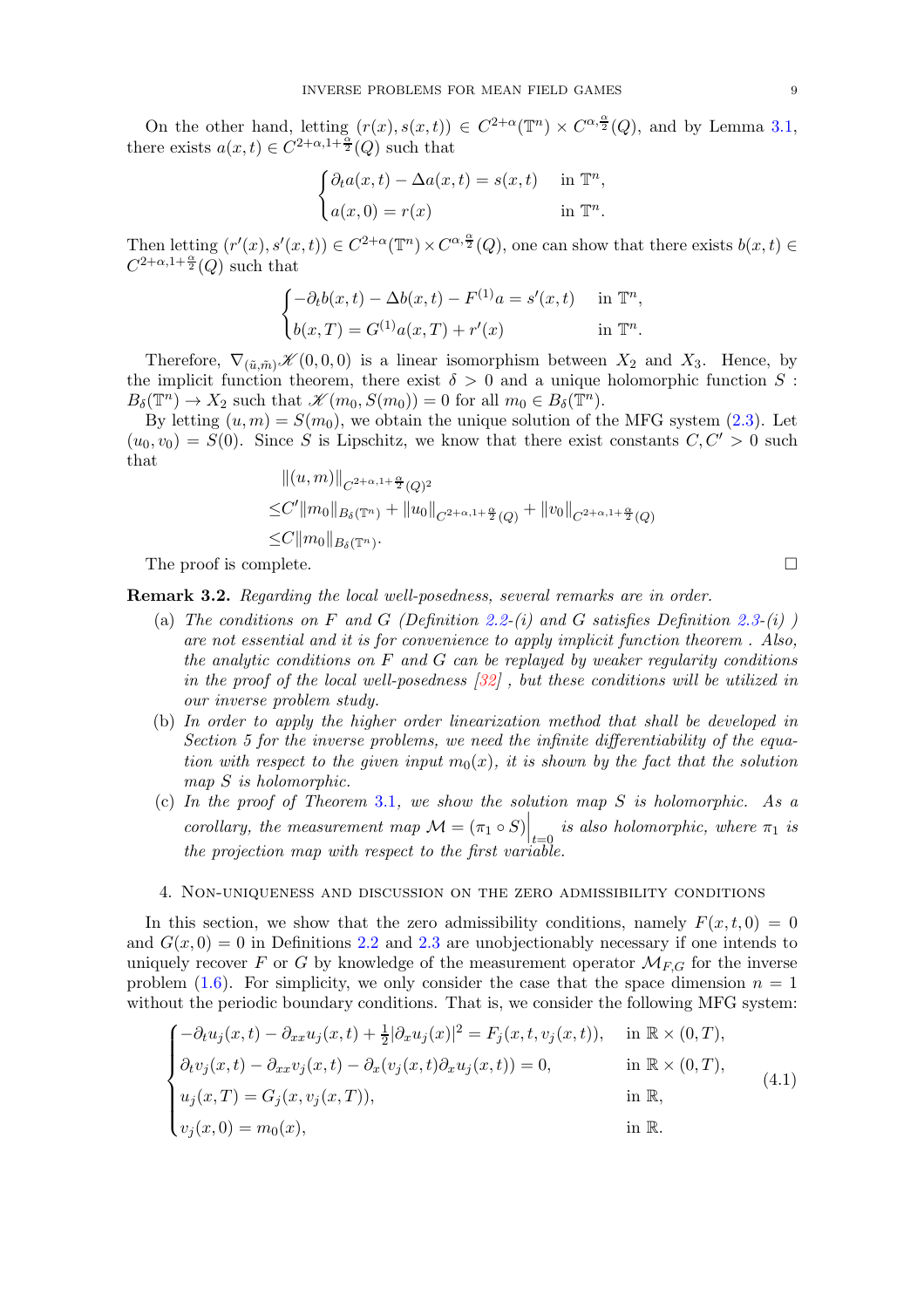On the other hand, letting $(r(x), s(x,t)) \in C^{2+\alpha}(\mathbb{T}^n) \times C^{\alpha,\frac{\alpha}{2}}(Q)$, and by Lemma 3.1, there exists $a(x,t) \in C^{2+\alpha,1+\frac{\alpha}{2}}(Q)$ such that

$$
\begin{cases}
\partial_t a(x,t) - \Delta a(x,t) = s(x,t) & \text{in } \mathbb{T}^n, \\
a(x,0) = r(x) & \text{in } \mathbb{T}^n.
\end{cases}
$$

Then letting $(r'(x), s'(x,t)) \in C^{2+\alpha}(\mathbb{T}^n) \times C^{\alpha,\frac{\alpha}{2}}(Q)$, one can show that there exists $b(x,t) \in C^{2+\alpha,1+\frac{\alpha}{2}}(Q)$ such that

$$
\begin{cases}
-\partial_t b(x,t) - \Delta b(x,t) - F^{(1)} a = s'(x,t) & \text{in } \mathbb{T}^n, \\
b(x,T) = G^{(1)} a(x,T) + r'(x) & \text{in } \mathbb{T}^n.
\end{cases}
$$

Therefore, $\nabla_{(\tilde{u},\tilde{m})}\mathscr{K}(0,0,0)$ is a linear isomorphism between $X_2$ and $X_3$. Hence, by the implicit function theorem, there exist $\delta > 0$ and a unique holomorphic function $S : B_\delta(\mathbb{T}^n) \to X_2$ such that $\mathscr{K}(m_0, S(m_0)) = 0$ for all $m_0 \in B_\delta(\mathbb{T}^n)$.

By letting $(u,m) = S(m_0)$, we obtain the unique solution of the MFG system (2.3). Let $(u_0, v_0) = S(0)$. Since $S$ is Lipschitz, we know that there exist constants $C, C' > 0$ such that

$$
\begin{aligned}
&\|(u,m)\|_{C^{2+\alpha,1+\frac{\alpha}{2}}(Q)^2} \\
\leq & C'\|m_0\|_{B_\delta(\mathbb{T}^n)} + \|u_0\|_{C^{2+\alpha,1+\frac{\alpha}{2}}(Q)} + \|v_0\|_{C^{2+\alpha,1+\frac{\alpha}{2}}(Q)} \\
\leq & C\|m_0\|_{B_\delta(\mathbb{T}^n)}.
\end{aligned}
$$

The proof is complete. $\square$

**Remark 3.2.** *Regarding the local well-posedness, several remarks are in order.*

(a) *The conditions on $F$ and $G$ (Definition 2.2-(i) and $G$ satisfies Definition 2.3-(i) ) are not essential and it is for convenience to apply implicit function theorem . Also, the analytic conditions on $F$ and $G$ can be replayed by weaker regularity conditions in the proof of the local well-posedness [32] , but these conditions will be utilized in our inverse problem study.*

(b) *In order to apply the higher order linearization method that shall be developed in Section 5 for the inverse problems, we need the infinite differentiability of the equation with respect to the given input $m_0(x)$, it is shown by the fact that the solution map $S$ is holomorphic.*

(c) *In the proof of Theorem 3.1, we show the solution map $S$ is holomorphic. As a corollary, the measurement map $\mathcal{M} = (\pi_1 \circ S)\Big|_{t=0}$ is also holomorphic, where $\pi_1$ is the projection map with respect to the first variable.*

## 4. Non-uniqueness and discussion on the zero admissibility conditions

In this section, we show that the zero admissibility conditions, namely $F(x,t,0) = 0$ and $G(x,0) = 0$ in Definitions 2.2 and 2.3 are unobjectionably necessary if one intends to uniquely recover $F$ or $G$ by knowledge of the measurement operator $\mathcal{M}_{F,G}$ for the inverse problem (1.6). For simplicity, we only consider the case that the space dimension $n = 1$ without the periodic boundary conditions. That is, we consider the following MFG system:

$$
\begin{cases}
-\partial_t u_j(x,t) - \partial_{xx} u_j(x,t) + \frac{1}{2}|\partial_x u_j(x)|^2 = F_j(x,t,v_j(x,t)), & \text{in } \mathbb{R} \times (0,T), \\
\partial_t v_j(x,t) - \partial_{xx} v_j(x,t) - \partial_x(v_j(x,t)\partial_x u_j(x,t)) = 0, & \text{in } \mathbb{R} \times (0,T), \\
u_j(x,T) = G_j(x, v_j(x,T)), & \text{in } \mathbb{R}, \\
v_j(x,0) = m_0(x), & \text{in } \mathbb{R}.
\end{cases} \tag{4.1}
$$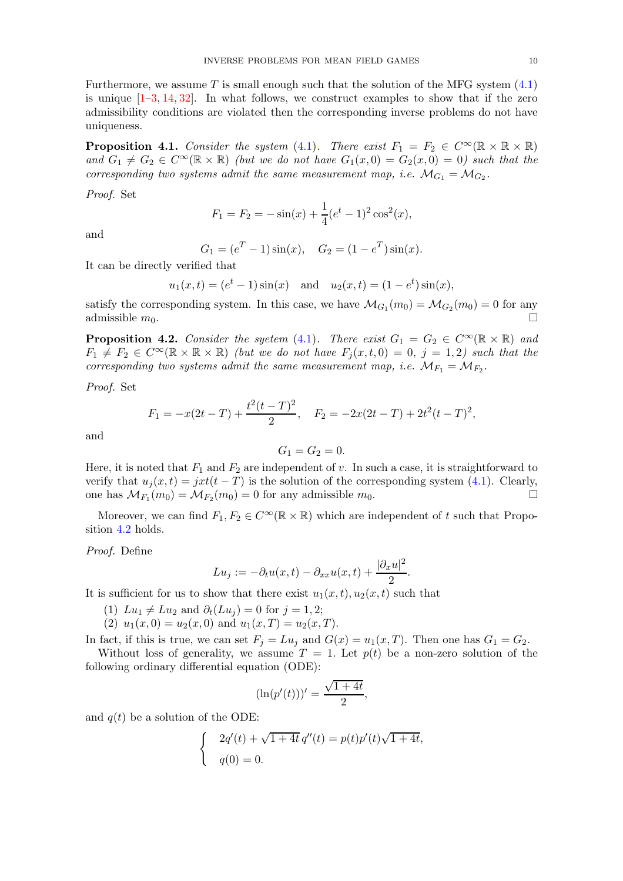Furthermore, we assume $T$ is small enough such that the solution of the MFG system (4.1) is unique [1–3, 14, 32]. In what follows, we construct examples to show that if the zero admissibility conditions are violated then the corresponding inverse problems do not have uniqueness.

**Proposition 4.1.** *Consider the system (4.1). There exist $F_1 = F_2 \in C^\infty(\mathbb{R}\times\mathbb{R}\times\mathbb{R})$ and $G_1 \neq G_2 \in C^\infty(\mathbb{R}\times\mathbb{R})$ (but we do not have $G_1(x,0) = G_2(x,0) = 0$) such that the corresponding two systems admit the same measurement map, i.e. $\mathcal{M}_{G_1} = \mathcal{M}_{G_2}$.*

*Proof.* Set

$$F_1 = F_2 = -\sin(x) + \frac{1}{4}(e^t - 1)^2\cos^2(x),$$

and

$$G_1 = (e^T - 1)\sin(x), \quad G_2 = (1 - e^T)\sin(x).$$

It can be directly verified that

$$u_1(x,t) = (e^t - 1)\sin(x) \quad \text{and} \quad u_2(x,t) = (1 - e^t)\sin(x),$$

satisfy the corresponding system. In this case, we have $\mathcal{M}_{G_1}(m_0) = \mathcal{M}_{G_2}(m_0) = 0$ for any admissible $m_0$. $\square$

**Proposition 4.2.** *Consider the syetem (4.1). There exist $G_1 = G_2 \in C^\infty(\mathbb{R}\times\mathbb{R})$ and $F_1 \neq F_2 \in C^\infty(\mathbb{R}\times\mathbb{R}\times\mathbb{R})$ (but we do not have $F_j(x,t,0) = 0$, $j = 1,2$) such that the corresponding two systems admit the same measurement map, i.e. $\mathcal{M}_{F_1} = \mathcal{M}_{F_2}$.*

*Proof.* Set

$$F_1 = -x(2t - T) + \frac{t^2(t-T)^2}{2}, \quad F_2 = -2x(2t - T) + 2t^2(t-T)^2,$$

and

$$G_1 = G_2 = 0.$$

Here, it is noted that $F_1$ and $F_2$ are independent of $v$. In such a case, it is straightforward to verify that $u_j(x,t) = jxt(t-T)$ is the solution of the corresponding system (4.1). Clearly, one has $\mathcal{M}_{F_1}(m_0) = \mathcal{M}_{F_2}(m_0) = 0$ for any admissible $m_0$. $\square$

Moreover, we can find $F_1, F_2 \in C^\infty(\mathbb{R}\times\mathbb{R})$ which are independent of $t$ such that Proposition 4.2 holds.

*Proof.* Define

$$Lu_j := -\partial_t u(x,t) - \partial_{xx}u(x,t) + \frac{|\partial_x u|^2}{2}.$$

It is sufficient for us to show that there exist $u_1(x,t), u_2(x,t)$ such that

(1) $Lu_1 \neq Lu_2$ and $\partial_t(Lu_j) = 0$ for $j = 1,2$;
(2) $u_1(x,0) = u_2(x,0)$ and $u_1(x,T) = u_2(x,T)$.

In fact, if this is true, we can set $F_j = Lu_j$ and $G(x) = u_1(x,T)$. Then one has $G_1 = G_2$.

Without loss of generality, we assume $T = 1$. Let $p(t)$ be a non-zero solution of the following ordinary differential equation (ODE):

$$(\ln(p'(t)))' = \frac{\sqrt{1+4t}}{2},$$

and $q(t)$ be a solution of the ODE:

$$\begin{cases} 2q'(t) + \sqrt{1+4t}\,q''(t) = p(t)p'(t)\sqrt{1+4t}, \\ q(0) = 0. \end{cases}$$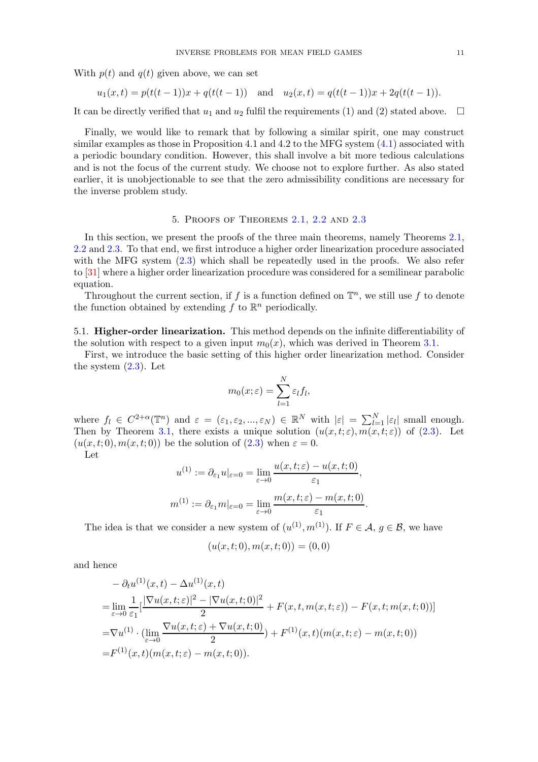With $p(t)$ and $q(t)$ given above, we can set

$$u_1(x,t) = p(t(t-1))x + q(t(t-1)) \quad \text{and} \quad u_2(x,t) = q(t(t-1))x + 2q(t(t-1)).$$

It can be directly verified that $u_1$ and $u_2$ fulfil the requirements (1) and (2) stated above. $\square$

Finally, we would like to remark that by following a similar spirit, one may construct similar examples as those in Proposition 4.1 and 4.2 to the MFG system (4.1) associated with a periodic boundary condition. However, this shall involve a bit more tedious calculations and is not the focus of the current study. We choose not to explore further. As also stated earlier, it is unobjectionable to see that the zero admissibility conditions are necessary for the inverse problem study.

## 5. Proofs of Theorems 2.1, 2.2 and 2.3

In this section, we present the proofs of the three main theorems, namely Theorems 2.1, 2.2 and 2.3. To that end, we first introduce a higher order linearization procedure associated with the MFG system (2.3) which shall be repeatedly used in the proofs. We also refer to [31] where a higher order linearization procedure was considered for a semilinear parabolic equation.

Throughout the current section, if $f$ is a function defined on $\mathbb{T}^n$, we still use $f$ to denote the function obtained by extending $f$ to $\mathbb{R}^n$ periodically.

### 5.1. Higher-order linearization.

**5.1. Higher-order linearization.** This method depends on the infinite differentiability of the solution with respect to a given input $m_0(x)$, which was derived in Theorem 3.1.

First, we introduce the basic setting of this higher order linearization method. Consider the system (2.3). Let

$$m_0(x;\varepsilon) = \sum_{l=1}^{N} \varepsilon_l f_l,$$

where $f_l \in C^{2+\alpha}(\mathbb{T}^n)$ and $\varepsilon = (\varepsilon_1, \varepsilon_2, ..., \varepsilon_N) \in \mathbb{R}^N$ with $|\varepsilon| = \sum_{l=1}^{N} |\varepsilon_l|$ small enough. Then by Theorem 3.1, there exists a unique solution $(u(x,t;\varepsilon), m(x,t;\varepsilon))$ of (2.3). Let $(u(x,t;0), m(x,t;0))$ be the solution of (2.3) when $\varepsilon = 0$.

Let

$$u^{(1)} := \partial_{\varepsilon_1} u|_{\varepsilon=0} = \lim_{\varepsilon\to 0} \frac{u(x,t;\varepsilon) - u(x,t;0)}{\varepsilon_1},$$

$$m^{(1)} := \partial_{\varepsilon_1} m|_{\varepsilon=0} = \lim_{\varepsilon\to 0} \frac{m(x,t;\varepsilon) - m(x,t;0)}{\varepsilon_1}.$$

The idea is that we consider a new system of $(u^{(1)}, m^{(1)})$. If $F \in \mathcal{A}$, $g \in \mathcal{B}$, we have

$$(u(x,t;0), m(x,t;0)) = (0,0)$$

and hence

$$\begin{aligned}
&-\partial_t u^{(1)}(x,t) - \Delta u^{(1)}(x,t) \\
=& \lim_{\varepsilon\to 0} \frac{1}{\varepsilon_1}\Big[\frac{|\nabla u(x,t;\varepsilon)|^2 - |\nabla u(x,t;0)|^2}{2} + F(x,t,m(x,t;\varepsilon)) - F(x,t;m(x,t;0))\Big] \\
=& \nabla u^{(1)} \cdot \Big(\lim_{\varepsilon\to 0} \frac{\nabla u(x,t;\varepsilon) + \nabla u(x,t;0)}{2}\Big) + F^{(1)}(x,t)(m(x,t;\varepsilon) - m(x,t;0)) \\
=& F^{(1)}(x,t)(m(x,t;\varepsilon) - m(x,t;0)).
\end{aligned}$$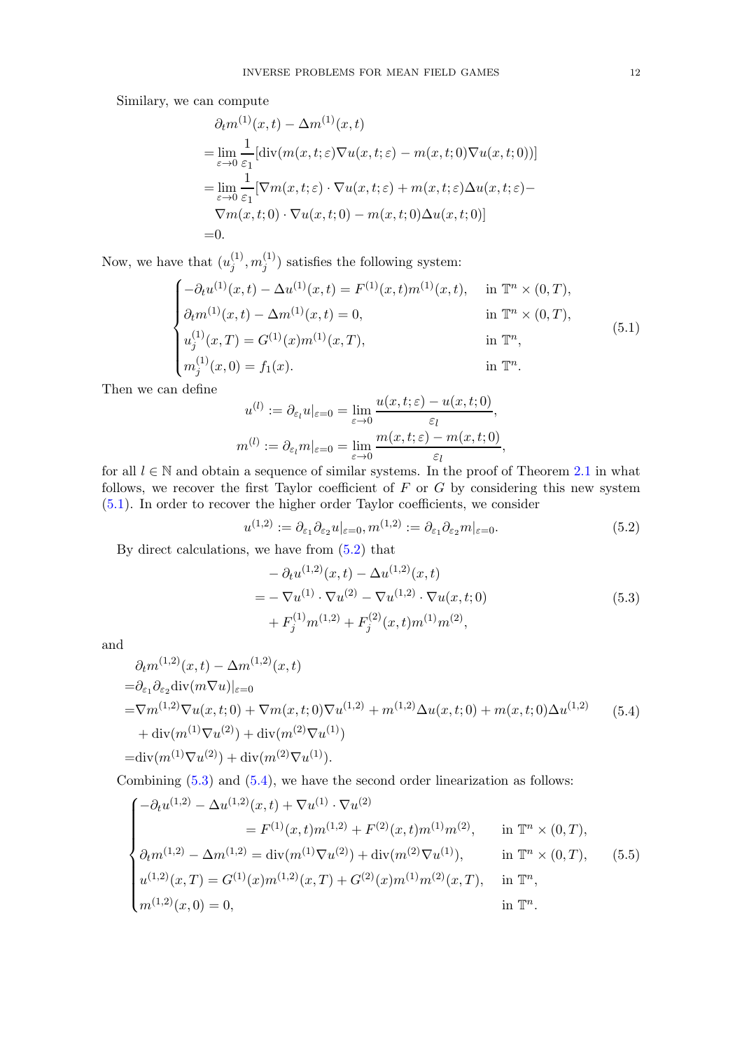Similary, we can compute

$$
\begin{aligned}
&\partial_t m^{(1)}(x,t) - \Delta m^{(1)}(x,t)\\
=&\lim_{\varepsilon\to 0}\frac{1}{\varepsilon_1}[\mathrm{div}(m(x,t;\varepsilon)\nabla u(x,t;\varepsilon) - m(x,t;0)\nabla u(x,t;0))]\\
=&\lim_{\varepsilon\to 0}\frac{1}{\varepsilon_1}[\nabla m(x,t;\varepsilon)\cdot\nabla u(x,t;\varepsilon) + m(x,t;\varepsilon)\Delta u(x,t;\varepsilon) -\\
&\nabla m(x,t;0)\cdot\nabla u(x,t;0) - m(x,t;0)\Delta u(x,t;0)]\\
=&0.
\end{aligned}
$$

Now, we have that $(u_j^{(1)}, m_j^{(1)})$ satisfies the following system:

$$
\begin{cases}
-\partial_t u^{(1)}(x,t) - \Delta u^{(1)}(x,t) = F^{(1)}(x,t)m^{(1)}(x,t), & \text{in } \mathbb{T}^n\times(0,T),\\
\partial_t m^{(1)}(x,t) - \Delta m^{(1)}(x,t) = 0, & \text{in } \mathbb{T}^n\times(0,T),\\
u_j^{(1)}(x,T) = G^{(1)}(x)m^{(1)}(x,T), & \text{in } \mathbb{T}^n,\\
m_j^{(1)}(x,0) = f_1(x). & \text{in } \mathbb{T}^n.
\end{cases}
\tag{5.1}
$$

Then we can define

$$
u^{(l)} := \partial_{\varepsilon_l} u|_{\varepsilon=0} = \lim_{\varepsilon\to 0}\frac{u(x,t;\varepsilon) - u(x,t;0)}{\varepsilon_l},
$$
$$
m^{(l)} := \partial_{\varepsilon_l} m|_{\varepsilon=0} = \lim_{\varepsilon\to 0}\frac{m(x,t;\varepsilon) - m(x,t;0)}{\varepsilon_l},
$$

for all $l\in\mathbb{N}$ and obtain a sequence of similar systems. In the proof of Theorem 2.1 in what follows, we recover the first Taylor coefficient of $F$ or $G$ by considering this new system (5.1). In order to recover the higher order Taylor coefficients, we consider

$$
u^{(1,2)} := \partial_{\varepsilon_1}\partial_{\varepsilon_2} u|_{\varepsilon=0},\; m^{(1,2)} := \partial_{\varepsilon_1}\partial_{\varepsilon_2} m|_{\varepsilon=0}.
\tag{5.2}
$$

By direct calculations, we have from (5.2) that

$$
\begin{aligned}
&-\partial_t u^{(1,2)}(x,t) - \Delta u^{(1,2)}(x,t)\\
=&-\nabla u^{(1)}\cdot\nabla u^{(2)} - \nabla u^{(1,2)}\cdot\nabla u(x,t;0)\\
&+F_j^{(1)} m^{(1,2)} + F_j^{(2)}(x,t)m^{(1)}m^{(2)},
\end{aligned}
\tag{5.3}
$$

and

$$
\begin{aligned}
&\partial_t m^{(1,2)}(x,t) - \Delta m^{(1,2)}(x,t)\\
=&\partial_{\varepsilon_1}\partial_{\varepsilon_2}\mathrm{div}(m\nabla u)|_{\varepsilon=0}\\
=&\nabla m^{(1,2)}\nabla u(x,t;0) + \nabla m(x,t;0)\nabla u^{(1,2)} + m^{(1,2)}\Delta u(x,t;0) + m(x,t;0)\Delta u^{(1,2)}\\
&+\mathrm{div}(m^{(1)}\nabla u^{(2)}) + \mathrm{div}(m^{(2)}\nabla u^{(1)})\\
=&\mathrm{div}(m^{(1)}\nabla u^{(2)}) + \mathrm{div}(m^{(2)}\nabla u^{(1)}).
\end{aligned}
\tag{5.4}
$$

Combining (5.3) and (5.4), we have the second order linearization as follows:

$$
\begin{cases}
-\partial_t u^{(1,2)} - \Delta u^{(1,2)}(x,t) + \nabla u^{(1)}\cdot\nabla u^{(2)}\\
\qquad\qquad = F^{(1)}(x,t)m^{(1,2)} + F^{(2)}(x,t)m^{(1)}m^{(2)}, & \text{in } \mathbb{T}^n\times(0,T),\\
\partial_t m^{(1,2)} - \Delta m^{(1,2)} = \mathrm{div}(m^{(1)}\nabla u^{(2)}) + \mathrm{div}(m^{(2)}\nabla u^{(1)}), & \text{in } \mathbb{T}^n\times(0,T),\\
u^{(1,2)}(x,T) = G^{(1)}(x)m^{(1,2)}(x,T) + G^{(2)}(x)m^{(1)}m^{(2)}(x,T), & \text{in } \mathbb{T}^n,\\
m^{(1,2)}(x,0) = 0, & \text{in } \mathbb{T}^n.
\end{cases}
\tag{5.5}
$$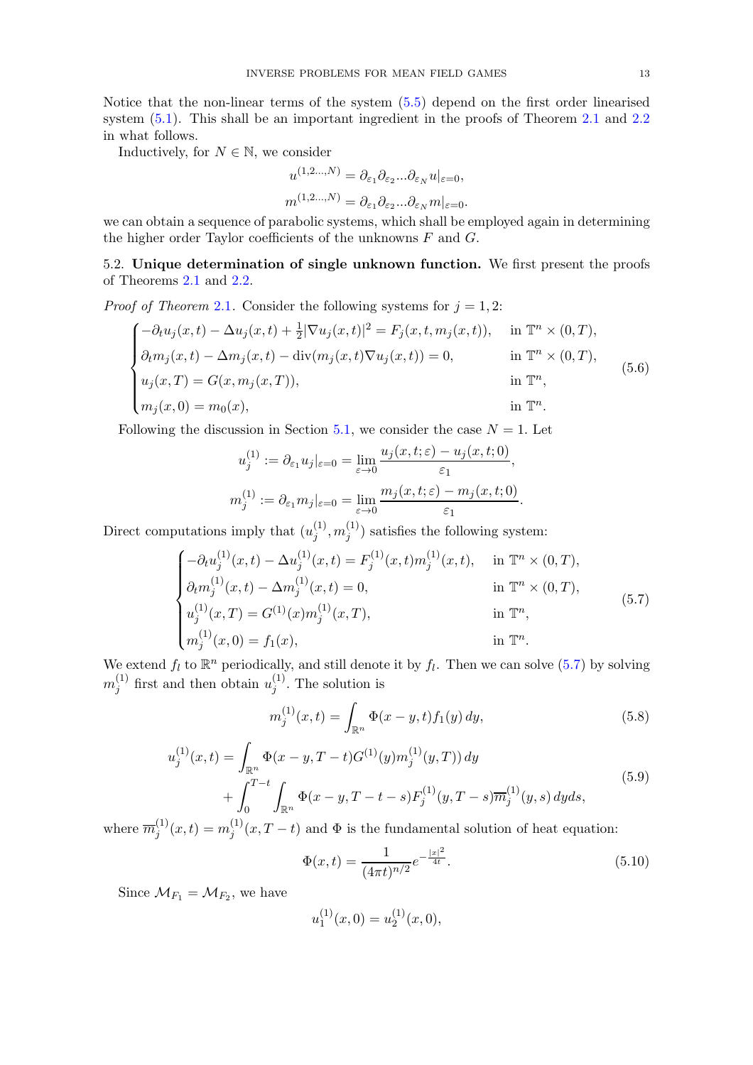Notice that the non-linear terms of the system (5.5) depend on the first order linearised system (5.1). This shall be an important ingredient in the proofs of Theorem 2.1 and 2.2 in what follows.

Inductively, for $N \in \mathbb{N}$, we consider

$$u^{(1,2...,N)} = \partial_{\varepsilon_1}\partial_{\varepsilon_2}...\partial_{\varepsilon_N} u|_{\varepsilon=0},$$
$$m^{(1,2...,N)} = \partial_{\varepsilon_1}\partial_{\varepsilon_2}...\partial_{\varepsilon_N} m|_{\varepsilon=0}.$$

we can obtain a sequence of parabolic systems, which shall be employed again in determining the higher order Taylor coefficients of the unknowns $F$ and $G$.

## 5.2. **Unique determination of single unknown function.**

We first present the proofs of Theorems 2.1 and 2.2.

*Proof of Theorem* 2.1. Consider the following systems for $j = 1, 2$:

$$\begin{cases} -\partial_t u_j(x,t) - \Delta u_j(x,t) + \frac{1}{2}|\nabla u_j(x,t)|^2 = F_j(x,t,m_j(x,t)), & \text{in } \mathbb{T}^n \times (0,T), \\ \partial_t m_j(x,t) - \Delta m_j(x,t) - \operatorname{div}(m_j(x,t)\nabla u_j(x,t)) = 0, & \text{in } \mathbb{T}^n \times (0,T), \\ u_j(x,T) = G(x, m_j(x,T)), & \text{in } \mathbb{T}^n, \\ m_j(x,0) = m_0(x), & \text{in } \mathbb{T}^n. \end{cases} \tag{5.6}$$

Following the discussion in Section 5.1, we consider the case $N = 1$. Let

$$u_j^{(1)} := \partial_{\varepsilon_1} u_j|_{\varepsilon=0} = \lim_{\varepsilon\to 0} \frac{u_j(x,t;\varepsilon) - u_j(x,t;0)}{\varepsilon_1},$$
$$m_j^{(1)} := \partial_{\varepsilon_1} m_j|_{\varepsilon=0} = \lim_{\varepsilon\to 0} \frac{m_j(x,t;\varepsilon) - m_j(x,t;0)}{\varepsilon_1}.$$

Direct computations imply that $(u_j^{(1)}, m_j^{(1)})$ satisfies the following system:

$$\begin{cases} -\partial_t u_j^{(1)}(x,t) - \Delta u_j^{(1)}(x,t) = F_j^{(1)}(x,t) m_j^{(1)}(x,t), & \text{in } \mathbb{T}^n \times (0,T), \\ \partial_t m_j^{(1)}(x,t) - \Delta m_j^{(1)}(x,t) = 0, & \text{in } \mathbb{T}^n \times (0,T), \\ u_j^{(1)}(x,T) = G^{(1)}(x) m_j^{(1)}(x,T), & \text{in } \mathbb{T}^n, \\ m_j^{(1)}(x,0) = f_1(x), & \text{in } \mathbb{T}^n. \end{cases} \tag{5.7}$$

We extend $f_l$ to $\mathbb{R}^n$ periodically, and still denote it by $f_l$. Then we can solve (5.7) by solving $m_j^{(1)}$ first and then obtain $u_j^{(1)}$. The solution is

$$m_j^{(1)}(x,t) = \int_{\mathbb{R}^n} \Phi(x-y,t) f_1(y)\, dy, \tag{5.8}$$

$$\begin{aligned} u_j^{(1)}(x,t) = & \int_{\mathbb{R}^n} \Phi(x-y, T-t) G^{(1)}(y) m_j^{(1)}(y,T))\, dy \\ & + \int_0^{T-t} \int_{\mathbb{R}^n} \Phi(x-y, T-t-s) F_j^{(1)}(y, T-s) \overline{m}_j^{(1)}(y,s)\, dyds, \end{aligned} \tag{5.9}$$

where $\overline{m}_j^{(1)}(x,t) = m_j^{(1)}(x, T-t)$ and $\Phi$ is the fundamental solution of heat equation:

$$\Phi(x,t) = \frac{1}{(4\pi t)^{n/2}} e^{-\frac{|x|^2}{4t}}. \tag{5.10}$$

Since $\mathcal{M}_{F_1} = \mathcal{M}_{F_2}$, we have

$$u_1^{(1)}(x,0) = u_2^{(1)}(x,0),$$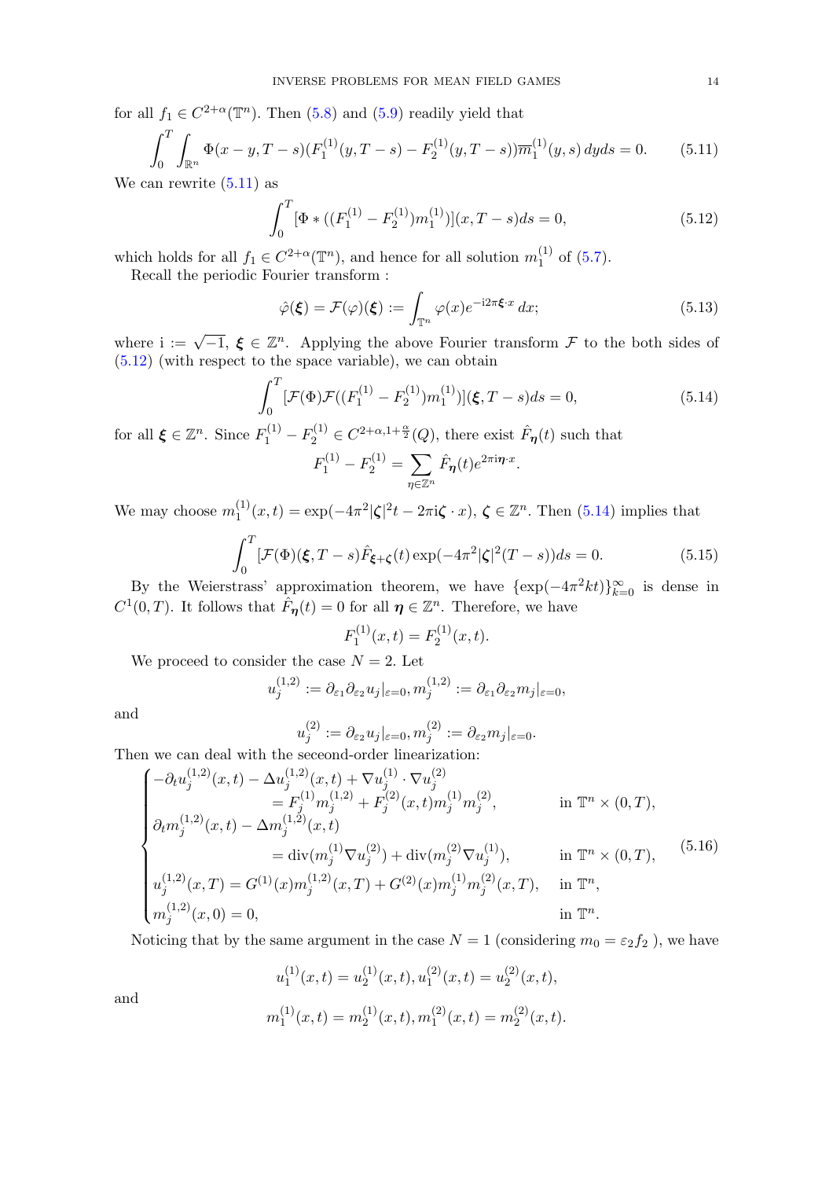for all $f_1 \in C^{2+\alpha}(\mathbb{T}^n)$. Then (5.8) and (5.9) readily yield that

$$\int_0^T \int_{\mathbb{R}^n} \Phi(x-y, T-s)(F_1^{(1)}(y, T-s) - F_2^{(1)}(y, T-s))\overline{m}_1^{(1)}(y, s)\, dyds = 0. \tag{5.11}$$

We can rewrite (5.11) as

$$\int_0^T [\Phi * ((F_1^{(1)} - F_2^{(1)})m_1^{(1)})](x, T-s)ds = 0, \tag{5.12}$$

which holds for all $f_1 \in C^{2+\alpha}(\mathbb{T}^n)$, and hence for all solution $m_1^{(1)}$ of (5.7).

Recall the periodic Fourier transform :

$$\hat{\varphi}(\boldsymbol{\xi}) = \mathcal{F}(\varphi)(\boldsymbol{\xi}) := \int_{\mathbb{T}^n} \varphi(x) e^{-\mathrm{i}2\pi\boldsymbol{\xi}\cdot x}\, dx; \tag{5.13}$$

where $\mathrm{i} := \sqrt{-1}$, $\boldsymbol{\xi} \in \mathbb{Z}^n$. Applying the above Fourier transform $\mathcal{F}$ to the both sides of (5.12) (with respect to the space variable), we can obtain

$$\int_0^T [\mathcal{F}(\Phi)\mathcal{F}((F_1^{(1)} - F_2^{(1)})m_1^{(1)})](\boldsymbol{\xi}, T-s)ds = 0, \tag{5.14}$$

for all $\boldsymbol{\xi} \in \mathbb{Z}^n$. Since $F_1^{(1)} - F_2^{(1)} \in C^{2+\alpha, 1+\frac{\alpha}{2}}(Q)$, there exist $\hat{F}_{\boldsymbol{\eta}}(t)$ such that

$$F_1^{(1)} - F_2^{(1)} = \sum_{\eta \in \mathbb{Z}^n} \hat{F}_{\boldsymbol{\eta}}(t) e^{2\pi \mathrm{i} \boldsymbol{\eta}\cdot x}.$$

We may choose $m_1^{(1)}(x,t) = \exp(-4\pi^2|\boldsymbol{\zeta}|^2 t - 2\pi\mathrm{i}\boldsymbol{\zeta}\cdot x)$, $\boldsymbol{\zeta} \in \mathbb{Z}^n$. Then (5.14) implies that

$$\int_0^T [\mathcal{F}(\Phi)(\boldsymbol{\xi}, T-s)\hat{F}_{\boldsymbol{\xi}+\boldsymbol{\zeta}}(t)\exp(-4\pi^2|\boldsymbol{\zeta}|^2(T-s))ds = 0. \tag{5.15}$$

By the Weierstrass' approximation theorem, we have $\{\exp(-4\pi^2 kt)\}_{k=0}^{\infty}$ is dense in $C^1(0,T)$. It follows that $\hat{F}_{\boldsymbol{\eta}}(t) = 0$ for all $\boldsymbol{\eta} \in \mathbb{Z}^n$. Therefore, we have

$$F_1^{(1)}(x,t) = F_2^{(1)}(x,t).$$

We proceed to consider the case $N = 2$. Let

$$u_j^{(1,2)} := \partial_{\varepsilon_1}\partial_{\varepsilon_2} u_j|_{\varepsilon=0}, m_j^{(1,2)} := \partial_{\varepsilon_1}\partial_{\varepsilon_2} m_j|_{\varepsilon=0},$$

and

$$u_j^{(2)} := \partial_{\varepsilon_2} u_j|_{\varepsilon=0}, m_j^{(2)} := \partial_{\varepsilon_2} m_j|_{\varepsilon=0}.$$

Then we can deal with the seceond-order linearization:

$$\begin{cases} -\partial_t u_j^{(1,2)}(x,t) - \Delta u_j^{(1,2)}(x,t) + \nabla u_j^{(1)} \cdot \nabla u_j^{(2)} \\ \qquad\qquad = F_j^{(1)} m_j^{(1,2)} + F_j^{(2)}(x,t) m_j^{(1)} m_j^{(2)}, & \text{in } \mathbb{T}^n \times (0,T), \\ \partial_t m_j^{(1,2)}(x,t) - \Delta m_j^{(1,2)}(x,t) \\ \qquad\qquad = \operatorname{div}(m_j^{(1)} \nabla u_j^{(2)}) + \operatorname{div}(m_j^{(2)} \nabla u_j^{(1)}), & \text{in } \mathbb{T}^n \times (0,T), \\ u_j^{(1,2)}(x,T) = G^{(1)}(x) m_j^{(1,2)}(x,T) + G^{(2)}(x) m_j^{(1)} m_j^{(2)}(x,T), & \text{in } \mathbb{T}^n, \\ m_j^{(1,2)}(x,0) = 0, & \text{in } \mathbb{T}^n. \end{cases} \tag{5.16}$$

Noticing that by the same argument in the case $N = 1$ (considering $m_0 = \varepsilon_2 f_2$ ), we have

$$u_1^{(1)}(x,t) = u_2^{(1)}(x,t), u_1^{(2)}(x,t) = u_2^{(2)}(x,t),$$

and

$$m_1^{(1)}(x,t) = m_2^{(1)}(x,t), m_1^{(2)}(x,t) = m_2^{(2)}(x,t).$$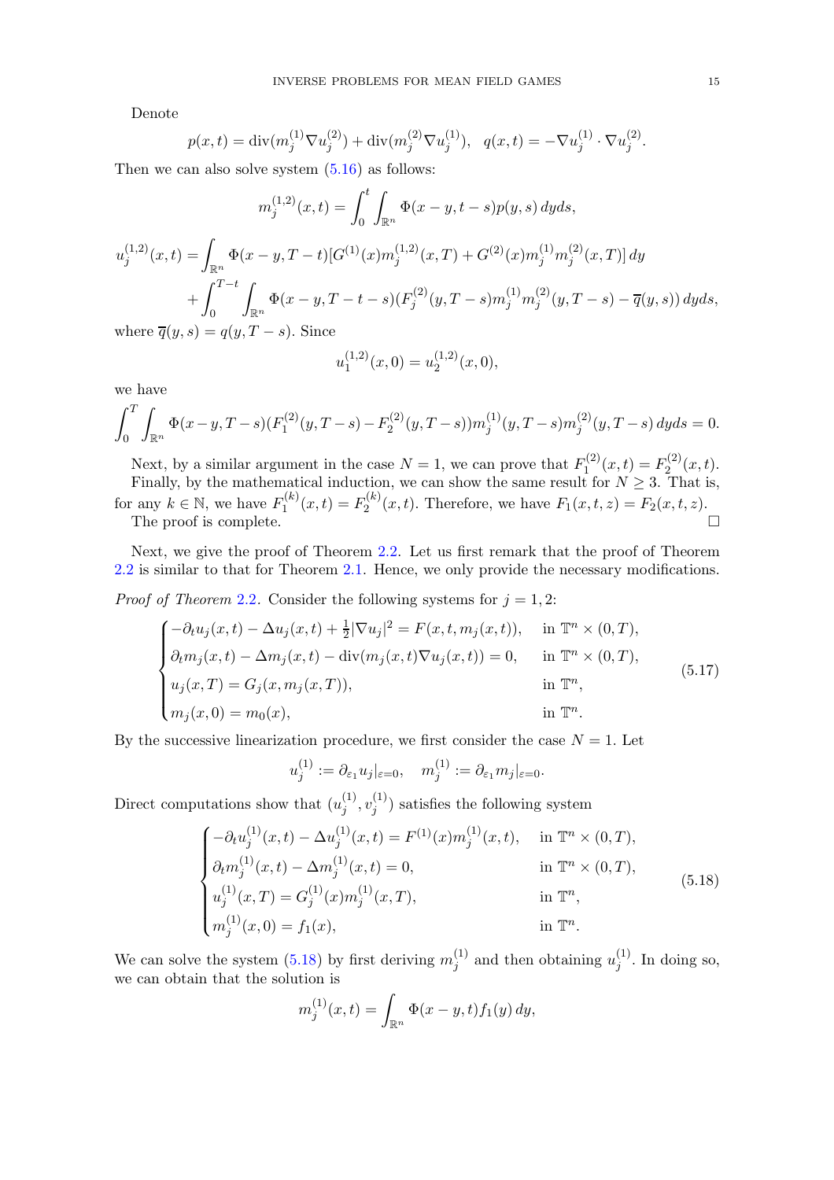Denote

$$
p(x,t) = \operatorname{div}(m_j^{(1)}\nabla u_j^{(2)}) + \operatorname{div}(m_j^{(2)}\nabla u_j^{(1)}), \quad q(x,t) = -\nabla u_j^{(1)}\cdot\nabla u_j^{(2)}.
$$

Then we can also solve system (5.16) as follows:

$$
m_j^{(1,2)}(x,t) = \int_0^t\int_{\mathbb{R}^n}\Phi(x-y,t-s)p(y,s)\,dyds,
$$

$$
\begin{aligned}
u_j^{(1,2)}(x,t) = &\int_{\mathbb{R}^n}\Phi(x-y,T-t)[G^{(1)}(x)m_j^{(1,2)}(x,T) + G^{(2)}(x)m_j^{(1)}m_j^{(2)}(x,T)]\,dy\\
&+\int_0^{T-t}\int_{\mathbb{R}^n}\Phi(x-y,T-t-s)(F_j^{(2)}(y,T-s)m_j^{(1)}m_j^{(2)}(y,T-s) - \overline{q}(y,s))\,dyds,
\end{aligned}
$$

where $\overline{q}(y,s) = q(y,T-s)$. Since

$$
u_1^{(1,2)}(x,0) = u_2^{(1,2)}(x,0),
$$

we have

$$
\int_0^T\int_{\mathbb{R}^n}\Phi(x-y,T-s)(F_1^{(2)}(y,T-s) - F_2^{(2)}(y,T-s))m_j^{(1)}(y,T-s)m_j^{(2)}(y,T-s)\,dyds = 0.
$$

Next, by a similar argument in the case $N=1$, we can prove that $F_1^{(2)}(x,t) = F_2^{(2)}(x,t)$.

Finally, by the mathematical induction, we can show the same result for $N\geq 3$. That is, for any $k\in\mathbb{N}$, we have $F_1^{(k)}(x,t) = F_2^{(k)}(x,t)$. Therefore, we have $F_1(x,t,z) = F_2(x,t,z)$.

The proof is complete. $\square$

Next, we give the proof of Theorem 2.2. Let us first remark that the proof of Theorem 2.2 is similar to that for Theorem 2.1. Hence, we only provide the necessary modifications.

*Proof of Theorem* 2.2. Consider the following systems for $j=1,2$:

$$
\begin{cases}
-\partial_t u_j(x,t) - \Delta u_j(x,t) + \frac{1}{2}|\nabla u_j|^2 = F(x,t,m_j(x,t)), & \text{in } \mathbb{T}^n\times(0,T),\\
\partial_t m_j(x,t) - \Delta m_j(x,t) - \operatorname{div}(m_j(x,t)\nabla u_j(x,t)) = 0, & \text{in } \mathbb{T}^n\times(0,T),\\
u_j(x,T) = G_j(x,m_j(x,T)), & \text{in } \mathbb{T}^n,\\
m_j(x,0) = m_0(x), & \text{in } \mathbb{T}^n.
\end{cases}
\tag{5.17}
$$

By the successive linearization procedure, we first consider the case $N=1$. Let

$$
u_j^{(1)} := \partial_{\varepsilon_1}u_j|_{\varepsilon=0}, \quad m_j^{(1)} := \partial_{\varepsilon_1}m_j|_{\varepsilon=0}.
$$

Direct computations show that $(u_j^{(1)}, v_j^{(1)})$ satisfies the following system

$$
\begin{cases}
-\partial_t u_j^{(1)}(x,t) - \Delta u_j^{(1)}(x,t) = F^{(1)}(x)m_j^{(1)}(x,t), & \text{in } \mathbb{T}^n\times(0,T),\\
\partial_t m_j^{(1)}(x,t) - \Delta m_j^{(1)}(x,t) = 0, & \text{in } \mathbb{T}^n\times(0,T),\\
u_j^{(1)}(x,T) = G_j^{(1)}(x)m_j^{(1)}(x,T), & \text{in } \mathbb{T}^n,\\
m_j^{(1)}(x,0) = f_1(x), & \text{in } \mathbb{T}^n.
\end{cases}
\tag{5.18}
$$

We can solve the system (5.18) by first deriving $m_j^{(1)}$ and then obtaining $u_j^{(1)}$. In doing so, we can obtain that the solution is

$$
m_j^{(1)}(x,t) = \int_{\mathbb{R}^n}\Phi(x-y,t)f_1(y)\,dy,
$$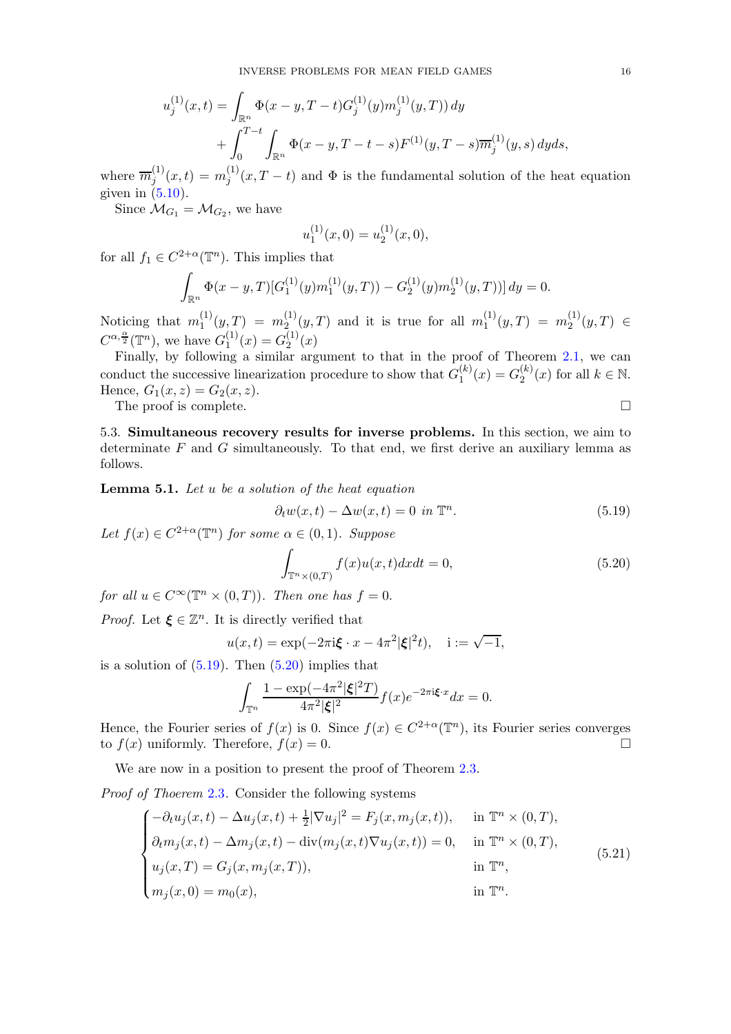$$
\begin{aligned}
u_j^{(1)}(x,t) = & \int_{\mathbb{R}^n} \Phi(x-y, T-t) G_j^{(1)}(y) m_j^{(1)}(y,T))\, dy \\
& + \int_0^{T-t} \int_{\mathbb{R}^n} \Phi(x-y, T-t-s) F^{(1)}(y, T-s) \overline{m}_j^{(1)}(y,s)\, dy ds,
\end{aligned}
$$

where $\overline{m}_j^{(1)}(x,t) = m_j^{(1)}(x, T-t)$ and $\Phi$ is the fundamental solution of the heat equation given in (5.10).

Since $\mathcal{M}_{G_1} = \mathcal{M}_{G_2}$, we have

$$
u_1^{(1)}(x,0) = u_2^{(1)}(x,0),
$$

for all $f_1 \in C^{2+\alpha}(\mathbb{T}^n)$. This implies that

$$
\int_{\mathbb{R}^n} \Phi(x-y, T)[G_1^{(1)}(y) m_1^{(1)}(y,T)) - G_2^{(1)}(y) m_2^{(1)}(y,T))]\, dy = 0.
$$

Noticing that $m_1^{(1)}(y,T) = m_2^{(1)}(y,T)$ and it is true for all $m_1^{(1)}(y,T) = m_2^{(1)}(y,T) \in C^{\alpha, \frac{\alpha}{2}}(\mathbb{T}^n)$, we have $G_1^{(1)}(x) = G_2^{(1)}(x)$

Finally, by following a similar argument to that in the proof of Theorem 2.1, we can conduct the successive linearization procedure to show that $G_1^{(k)}(x) = G_2^{(k)}(x)$ for all $k \in \mathbb{N}$. Hence, $G_1(x,z) = G_2(x,z)$.

The proof is complete. $\square$

5.3. **Simultaneous recovery results for inverse problems.** In this section, we aim to determinate $F$ and $G$ simultaneously. To that end, we first derive an auxiliary lemma as follows.

**Lemma 5.1.** *Let $u$ be a solution of the heat equation*

$$
\partial_t w(x,t) - \Delta w(x,t) = 0 \ \text{in } \mathbb{T}^n. \tag{5.19}
$$

*Let $f(x) \in C^{2+\alpha}(\mathbb{T}^n)$ for some $\alpha \in (0,1)$. Suppose*

$$
\int_{\mathbb{T}^n \times (0,T)} f(x) u(x,t) dx dt = 0, \tag{5.20}
$$

*for all $u \in C^\infty(\mathbb{T}^n \times (0,T))$. Then one has $f = 0$.*

*Proof.* Let $\boldsymbol{\xi} \in \mathbb{Z}^n$. It is directly verified that

$$
u(x,t) = \exp(-2\pi \mathrm{i} \boldsymbol{\xi} \cdot x - 4\pi^2 |\boldsymbol{\xi}|^2 t), \quad \mathrm{i} := \sqrt{-1},
$$

is a solution of (5.19). Then (5.20) implies that

$$
\int_{\mathbb{T}^n} \frac{1 - \exp(-4\pi^2 |\boldsymbol{\xi}|^2 T)}{4\pi^2 |\boldsymbol{\xi}|^2} f(x) e^{-2\pi \mathrm{i} \boldsymbol{\xi} \cdot x} dx = 0.
$$

Hence, the Fourier series of $f(x)$ is 0. Since $f(x) \in C^{2+\alpha}(\mathbb{T}^n)$, its Fourier series converges to $f(x)$ uniformly. Therefore, $f(x) = 0$. $\square$

We are now in a position to present the proof of Theorem 2.3.

*Proof of Theorem 2.3.* Consider the following systems

$$
\begin{cases}
-\partial_t u_j(x,t) - \Delta u_j(x,t) + \frac{1}{2} |\nabla u_j|^2 = F_j(x, m_j(x,t)), & \text{in } \mathbb{T}^n \times (0,T), \\
\partial_t m_j(x,t) - \Delta m_j(x,t) - \operatorname{div}(m_j(x,t) \nabla u_j(x,t)) = 0, & \text{in } \mathbb{T}^n \times (0,T), \\
u_j(x,T) = G_j(x, m_j(x,T)), & \text{in } \mathbb{T}^n, \\
m_j(x,0) = m_0(x), & \text{in } \mathbb{T}^n.
\end{cases} \tag{5.21}
$$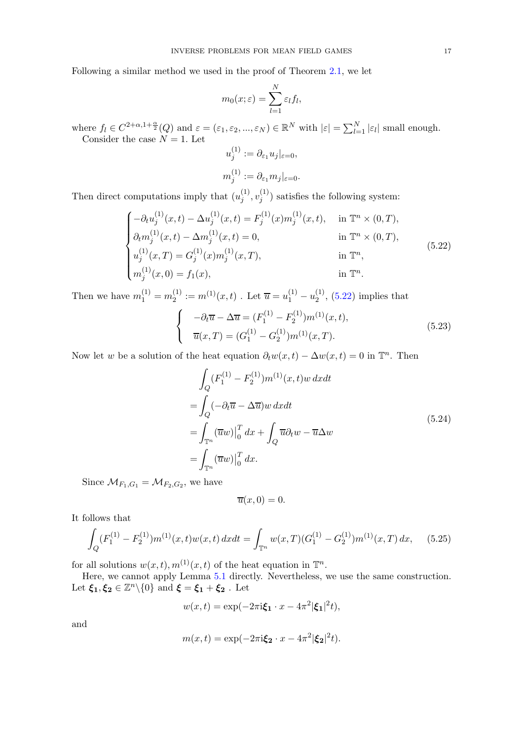Following a similar method we used in the proof of Theorem 2.1, we let

$$m_0(x;\varepsilon) = \sum_{l=1}^{N} \varepsilon_l f_l,$$

where $f_l \in C^{2+\alpha,1+\frac{\alpha}{2}}(Q)$ and $\varepsilon = (\varepsilon_1, \varepsilon_2, ..., \varepsilon_N) \in \mathbb{R}^N$ with $|\varepsilon| = \sum_{l=1}^{N} |\varepsilon_l|$ small enough.

Consider the case $N = 1$. Let

$$u_j^{(1)} := \partial_{\varepsilon_1} u_j|_{\varepsilon=0},$$

$$m_j^{(1)} := \partial_{\varepsilon_1} m_j|_{\varepsilon=0}.$$

Then direct computations imply that $(u_j^{(1)}, v_j^{(1)})$ satisfies the following system:

$$\begin{cases} -\partial_t u_j^{(1)}(x,t) - \Delta u_j^{(1)}(x,t) = F_j^{(1)}(x) m_j^{(1)}(x,t), & \text{in } \mathbb{T}^n \times (0,T), \\ \partial_t m_j^{(1)}(x,t) - \Delta m_j^{(1)}(x,t) = 0, & \text{in } \mathbb{T}^n \times (0,T), \\ u_j^{(1)}(x,T) = G_j^{(1)}(x) m_j^{(1)}(x,T), & \text{in } \mathbb{T}^n, \\ m_j^{(1)}(x,0) = f_1(x), & \text{in } \mathbb{T}^n. \end{cases} \tag{5.22}$$

Then we have $m_1^{(1)} = m_2^{(1)} := m^{(1)}(x,t)$ . Let $\overline{u} = u_1^{(1)} - u_2^{(1)}$, (5.22) implies that

$$\begin{cases} -\partial_t \overline{u} - \Delta \overline{u} = (F_1^{(1)} - F_2^{(1)}) m^{(1)}(x,t), \\ \overline{u}(x,T) = (G_1^{(1)} - G_2^{(1)}) m^{(1)}(x,T). \end{cases} \tag{5.23}$$

Now let $w$ be a solution of the heat equation $\partial_t w(x,t) - \Delta w(x,t) = 0$ in $\mathbb{T}^n$. Then

$$\begin{aligned} &\int_Q (F_1^{(1)} - F_2^{(1)}) m^{(1)}(x,t) w \, dxdt \\ &= \int_Q (-\partial_t \overline{u} - \Delta \overline{u}) w \, dxdt \\ &= \int_{\mathbb{T}^n} (\overline{u} w)\big|_0^T \, dx + \int_Q \overline{u} \partial_t w - \overline{u} \Delta w \\ &= \int_{\mathbb{T}^n} (\overline{u} w)\big|_0^T \, dx. \end{aligned} \tag{5.24}$$

Since $\mathcal{M}_{F_1,G_1} = \mathcal{M}_{F_2,G_2}$, we have

$$\overline{u}(x,0) = 0.$$

It follows that

$$\int_Q (F_1^{(1)} - F_2^{(1)}) m^{(1)}(x,t) w(x,t) \, dxdt = \int_{\mathbb{T}^n} w(x,T) (G_1^{(1)} - G_2^{(1)}) m^{(1)}(x,T) \, dx, \tag{5.25}$$

for all solutions $w(x,t), m^{(1)}(x,t)$ of the heat equation in $\mathbb{T}^n$.

Here, we cannot apply Lemma 5.1 directly. Nevertheless, we use the same construction. Let $\boldsymbol{\xi_1}, \boldsymbol{\xi_2} \in \mathbb{Z}^n \backslash \{0\}$ and $\boldsymbol{\xi} = \boldsymbol{\xi_1} + \boldsymbol{\xi_2}$ . Let

$$w(x,t) = \exp(-2\pi \mathrm{i} \boldsymbol{\xi_1} \cdot x - 4\pi^2 |\boldsymbol{\xi_1}|^2 t),$$

and

$$m(x,t) = \exp(-2\pi \mathrm{i} \boldsymbol{\xi_2} \cdot x - 4\pi^2 |\boldsymbol{\xi_2}|^2 t).$$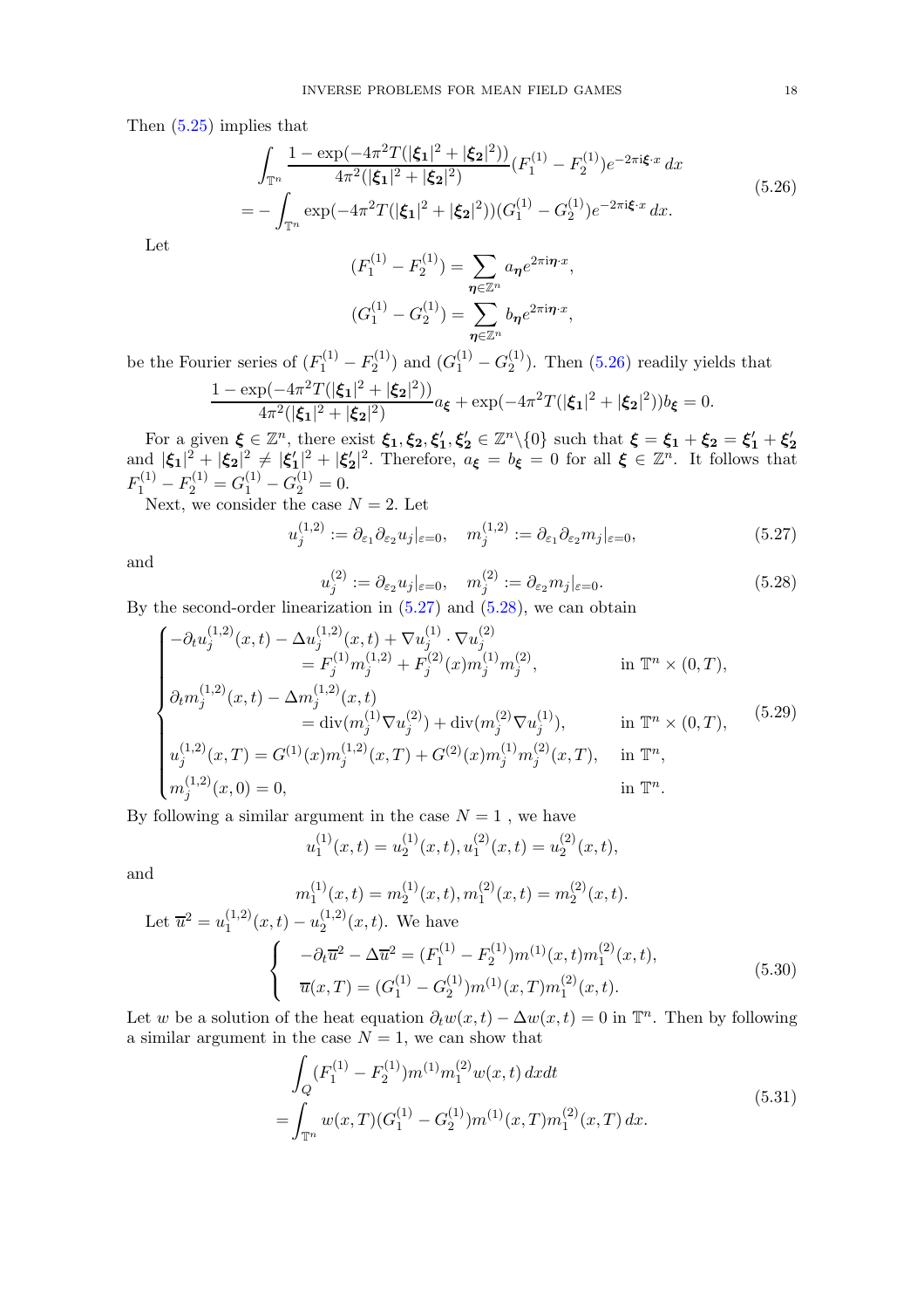Then (5.25) implies that

$$
\begin{aligned}
&\int_{\mathbb{T}^n} \frac{1-\exp(-4\pi^2 T(|\boldsymbol{\xi_1}|^2+|\boldsymbol{\xi_2}|^2))}{4\pi^2(|\boldsymbol{\xi_1}|^2+|\boldsymbol{\xi_2}|^2)}(F_1^{(1)}-F_2^{(1)})e^{-2\pi \mathrm{i}\boldsymbol{\xi}\cdot x}\,dx \\
=&-\int_{\mathbb{T}^n} \exp(-4\pi^2 T(|\boldsymbol{\xi_1}|^2+|\boldsymbol{\xi_2}|^2))(G_1^{(1)}-G_2^{(1)})e^{-2\pi \mathrm{i}\boldsymbol{\xi}\cdot x}\,dx.
\end{aligned}
\tag{5.26}
$$

Let

$$
(F_1^{(1)}-F_2^{(1)}) = \sum_{\boldsymbol{\eta}\in\mathbb{Z}^n} a_{\boldsymbol{\eta}} e^{2\pi \mathrm{i}\boldsymbol{\eta}\cdot x},
$$

$$
(G_1^{(1)}-G_2^{(1)}) = \sum_{\boldsymbol{\eta}\in\mathbb{Z}^n} b_{\boldsymbol{\eta}} e^{2\pi \mathrm{i}\boldsymbol{\eta}\cdot x},
$$

be the Fourier series of $(F_1^{(1)}-F_2^{(1)})$ and $(G_1^{(1)}-G_2^{(1)})$. Then (5.26) readily yields that

$$
\frac{1-\exp(-4\pi^2 T(|\boldsymbol{\xi_1}|^2+|\boldsymbol{\xi_2}|^2))}{4\pi^2(|\boldsymbol{\xi_1}|^2+|\boldsymbol{\xi_2}|^2)}a_{\boldsymbol{\xi}} + \exp(-4\pi^2 T(|\boldsymbol{\xi_1}|^2+|\boldsymbol{\xi_2}|^2))b_{\boldsymbol{\xi}} = 0.
$$

For a given $\boldsymbol{\xi}\in\mathbb{Z}^n$, there exist $\boldsymbol{\xi_1},\boldsymbol{\xi_2},\boldsymbol{\xi_1'},\boldsymbol{\xi_2'}\in\mathbb{Z}^n\backslash\{0\}$ such that $\boldsymbol{\xi}=\boldsymbol{\xi_1}+\boldsymbol{\xi_2}=\boldsymbol{\xi_1'}+\boldsymbol{\xi_2'}$ and $|\boldsymbol{\xi_1}|^2+|\boldsymbol{\xi_2}|^2 \neq |\boldsymbol{\xi_1'}|^2+|\boldsymbol{\xi_2'}|^2$. Therefore, $a_{\boldsymbol{\xi}}=b_{\boldsymbol{\xi}}=0$ for all $\boldsymbol{\xi}\in\mathbb{Z}^n$. It follows that $F_1^{(1)}-F_2^{(1)}=G_1^{(1)}-G_2^{(1)}=0$.

Next, we consider the case $N=2$. Let

$$
u_j^{(1,2)} := \partial_{\varepsilon_1}\partial_{\varepsilon_2}u_j|_{\varepsilon=0}, \quad m_j^{(1,2)} := \partial_{\varepsilon_1}\partial_{\varepsilon_2}m_j|_{\varepsilon=0}, \tag{5.27}
$$

and

$$
u_j^{(2)} := \partial_{\varepsilon_2}u_j|_{\varepsilon=0}, \quad m_j^{(2)} := \partial_{\varepsilon_2}m_j|_{\varepsilon=0}. \tag{5.28}
$$

By the second-order linearization in (5.27) and (5.28), we can obtain

$$
\begin{cases}
-\partial_t u_j^{(1,2)}(x,t) - \Delta u_j^{(1,2)}(x,t) + \nabla u_j^{(1)}\cdot\nabla u_j^{(2)} \\
\qquad\qquad = F_j^{(1)}m_j^{(1,2)} + F_j^{(2)}(x)m_j^{(1)}m_j^{(2)}, & \text{in } \mathbb{T}^n\times(0,T),\\
\partial_t m_j^{(1,2)}(x,t) - \Delta m_j^{(1,2)}(x,t) \\
\qquad\qquad = \operatorname{div}(m_j^{(1)}\nabla u_j^{(2)}) + \operatorname{div}(m_j^{(2)}\nabla u_j^{(1)}), & \text{in } \mathbb{T}^n\times(0,T),\\
u_j^{(1,2)}(x,T) = G^{(1)}(x)m_j^{(1,2)}(x,T) + G^{(2)}(x)m_j^{(1)}m_j^{(2)}(x,T), & \text{in } \mathbb{T}^n,\\
m_j^{(1,2)}(x,0) = 0, & \text{in } \mathbb{T}^n.
\end{cases}
\tag{5.29}
$$

By following a similar argument in the case $N=1$ , we have

$$
u_1^{(1)}(x,t) = u_2^{(1)}(x,t), u_1^{(2)}(x,t) = u_2^{(2)}(x,t),
$$

and

$$
m_1^{(1)}(x,t) = m_2^{(1)}(x,t), m_1^{(2)}(x,t) = m_2^{(2)}(x,t).
$$

Let $\overline{u}^2 = u_1^{(1,2)}(x,t) - u_2^{(1,2)}(x,t)$. We have

$$
\begin{cases}
-\partial_t\overline{u}^2 - \Delta\overline{u}^2 = (F_1^{(1)}-F_2^{(1)})m^{(1)}(x,t)m_1^{(2)}(x,t),\\
\overline{u}(x,T) = (G_1^{(1)}-G_2^{(1)})m^{(1)}(x,T)m_1^{(2)}(x,t).
\end{cases}
\tag{5.30}
$$

Let $w$ be a solution of the heat equation $\partial_t w(x,t) - \Delta w(x,t) = 0$ in $\mathbb{T}^n$. Then by following a similar argument in the case $N=1$, we can show that

$$
\begin{aligned}
&\int_Q (F_1^{(1)}-F_2^{(1)})m^{(1)}m_1^{(2)}w(x,t)\,dxdt \\
=&\int_{\mathbb{T}^n} w(x,T)(G_1^{(1)}-G_2^{(1)})m^{(1)}(x,T)m_1^{(2)}(x,T)\,dx.
\end{aligned}
\tag{5.31}
$$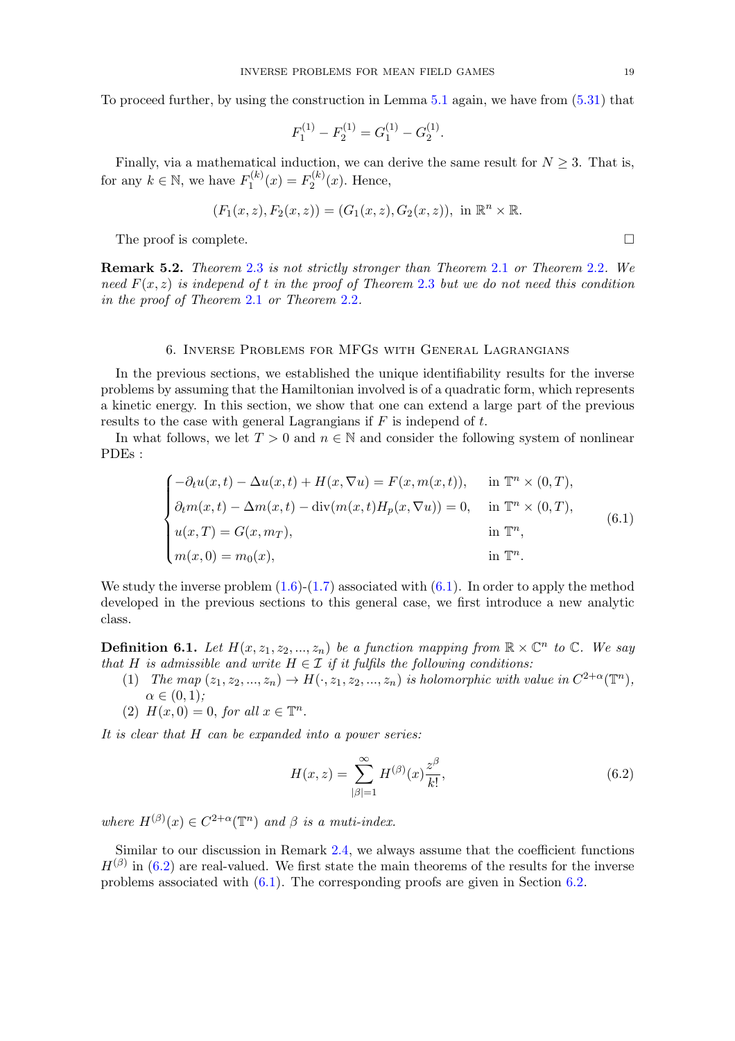To proceed further, by using the construction in Lemma 5.1 again, we have from (5.31) that

$$F_1^{(1)} - F_2^{(1)} = G_1^{(1)} - G_2^{(1)}.$$

Finally, via a mathematical induction, we can derive the same result for $N \geq 3$. That is, for any $k \in \mathbb{N}$, we have $F_1^{(k)}(x) = F_2^{(k)}(x)$. Hence,

$$(F_1(x,z), F_2(x,z)) = (G_1(x,z), G_2(x,z)), \text{ in } \mathbb{R}^n \times \mathbb{R}.$$

The proof is complete. $\square$

**Remark 5.2.** *Theorem 2.3 is not strictly stronger than Theorem 2.1 or Theorem 2.2. We need $F(x,z)$ is independ of $t$ in the proof of Theorem 2.3 but we do not need this condition in the proof of Theorem 2.1 or Theorem 2.2.*

## 6. Inverse Problems for MFGs with General Lagrangians

In the previous sections, we established the unique identifiability results for the inverse problems by assuming that the Hamiltonian involved is of a quadratic form, which represents a kinetic energy. In this section, we show that one can extend a large part of the previous results to the case with general Lagrangians if $F$ is independ of $t$.

In what follows, we let $T > 0$ and $n \in \mathbb{N}$ and consider the following system of nonlinear PDEs :

$$\begin{cases} -\partial_t u(x,t) - \Delta u(x,t) + H(x, \nabla u) = F(x, m(x,t)), & \text{in } \mathbb{T}^n \times (0,T), \\ \partial_t m(x,t) - \Delta m(x,t) - \operatorname{div}(m(x,t) H_p(x, \nabla u)) = 0, & \text{in } \mathbb{T}^n \times (0,T), \\ u(x,T) = G(x, m_T), & \text{in } \mathbb{T}^n, \\ m(x,0) = m_0(x), & \text{in } \mathbb{T}^n. \end{cases} \tag{6.1}$$

We study the inverse problem (1.6)-(1.7) associated with (6.1). In order to apply the method developed in the previous sections to this general case, we first introduce a new analytic class.

**Definition 6.1.** *Let $H(x, z_1, z_2, ..., z_n)$ be a function mapping from $\mathbb{R} \times \mathbb{C}^n$ to $\mathbb{C}$. We say that $H$ is admissible and write $H \in \mathcal{I}$ if it fulfils the following conditions:*

(1) *The map $(z_1, z_2, ..., z_n) \to H(\cdot, z_1, z_2, ..., z_n)$ is holomorphic with value in $C^{2+\alpha}(\mathbb{T}^n)$, $\alpha \in (0,1)$;*

(2) *$H(x, 0) = 0$, for all $x \in \mathbb{T}^n$.*

*It is clear that $H$ can be expanded into a power series:*

$$H(x,z) = \sum_{|\beta|=1}^{\infty} H^{(\beta)}(x) \frac{z^\beta}{k!}, \tag{6.2}$$

*where $H^{(\beta)}(x) \in C^{2+\alpha}(\mathbb{T}^n)$ and $\beta$ is a muti-index.*

Similar to our discussion in Remark 2.4, we always assume that the coefficient functions $H^{(\beta)}$ in (6.2) are real-valued. We first state the main theorems of the results for the inverse problems associated with (6.1). The corresponding proofs are given in Section 6.2.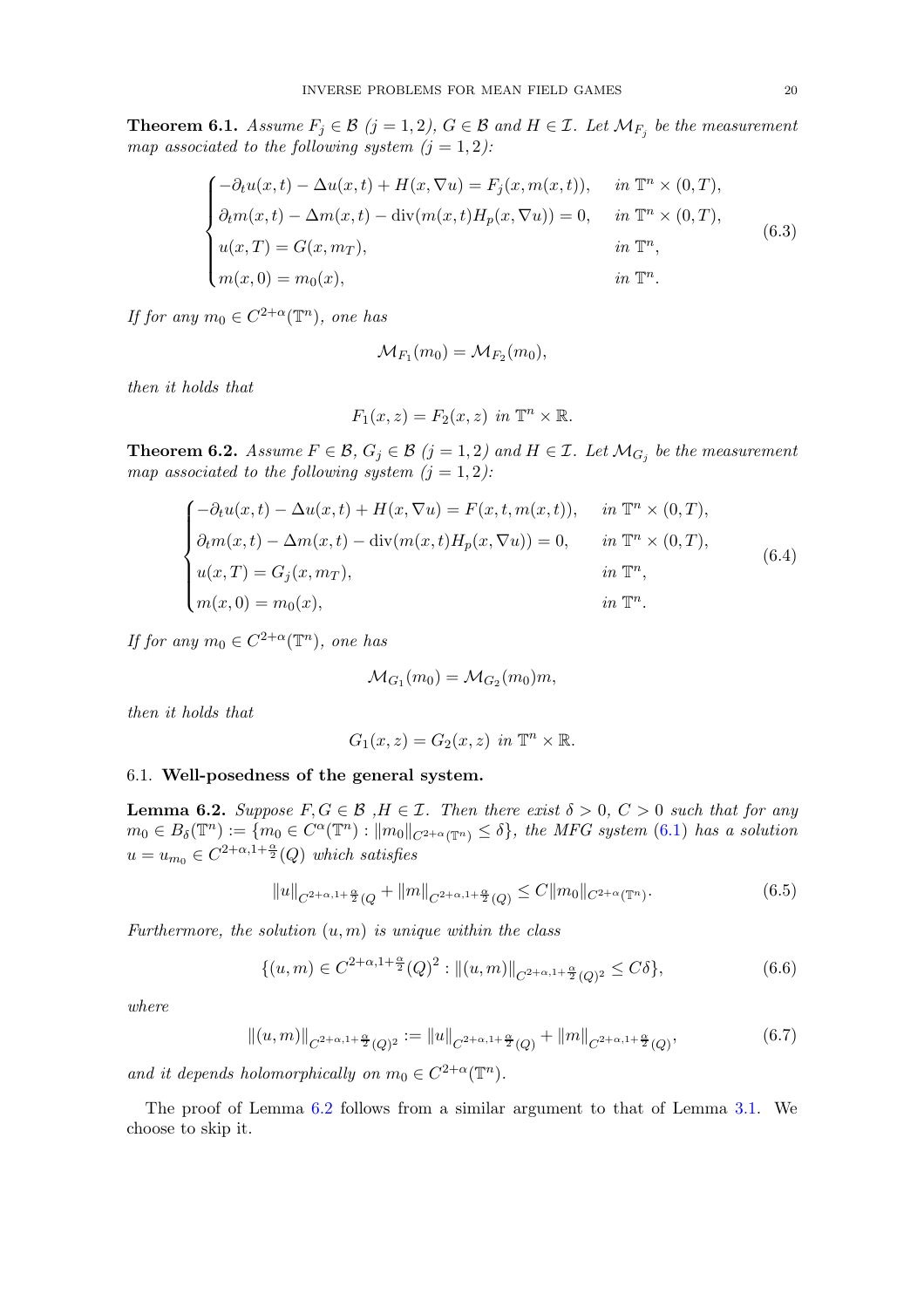**Theorem 6.1.** *Assume $F_j \in \mathcal{B}$ $(j = 1, 2)$, $G \in \mathcal{B}$ and $H \in \mathcal{I}$. Let $\mathcal{M}_{F_j}$ be the measurement map associated to the following system $(j = 1, 2)$:*

$$
\begin{cases}
-\partial_t u(x,t) - \Delta u(x,t) + H(x, \nabla u) = F_j(x, m(x,t)), & \text{in } \mathbb{T}^n \times (0,T),\\
\partial_t m(x,t) - \Delta m(x,t) - \operatorname{div}(m(x,t) H_p(x, \nabla u)) = 0, & \text{in } \mathbb{T}^n \times (0,T),\\
u(x,T) = G(x, m_T), & \text{in } \mathbb{T}^n,\\
m(x,0) = m_0(x), & \text{in } \mathbb{T}^n.
\end{cases}
\tag{6.3}
$$

*If for any $m_0 \in C^{2+\alpha}(\mathbb{T}^n)$, one has*

$$
\mathcal{M}_{F_1}(m_0) = \mathcal{M}_{F_2}(m_0),
$$

*then it holds that*

$$
F_1(x,z) = F_2(x,z) \text{ in } \mathbb{T}^n \times \mathbb{R}.
$$

**Theorem 6.2.** *Assume $F \in \mathcal{B}$, $G_j \in \mathcal{B}$ $(j = 1, 2)$ and $H \in \mathcal{I}$. Let $\mathcal{M}_{G_j}$ be the measurement map associated to the following system $(j = 1, 2)$:*

$$
\begin{cases}
-\partial_t u(x,t) - \Delta u(x,t) + H(x, \nabla u) = F(x, t, m(x,t)), & \text{in } \mathbb{T}^n \times (0,T),\\
\partial_t m(x,t) - \Delta m(x,t) - \operatorname{div}(m(x,t) H_p(x, \nabla u)) = 0, & \text{in } \mathbb{T}^n \times (0,T),\\
u(x,T) = G_j(x, m_T), & \text{in } \mathbb{T}^n,\\
m(x,0) = m_0(x), & \text{in } \mathbb{T}^n.
\end{cases}
\tag{6.4}
$$

*If for any $m_0 \in C^{2+\alpha}(\mathbb{T}^n)$, one has*

$$
\mathcal{M}_{G_1}(m_0) = \mathcal{M}_{G_2}(m_0)m,
$$

*then it holds that*

$$
G_1(x,z) = G_2(x,z) \text{ in } \mathbb{T}^n \times \mathbb{R}.
$$

### 6.1. Well-posedness of the general system.

**Lemma 6.2.** *Suppose $F, G \in \mathcal{B}$ ,$H \in \mathcal{I}$. Then there exist $\delta > 0$, $C > 0$ such that for any $m_0 \in B_\delta(\mathbb{T}^n) := \{m_0 \in C^\alpha(\mathbb{T}^n) : \|m_0\|_{C^{2+\alpha}(\mathbb{T}^n)} \leq \delta\}$, the MFG system (6.1) has a solution $u = u_{m_0} \in C^{2+\alpha, 1+\frac{\alpha}{2}}(Q)$ which satisfies*

$$
\|u\|_{C^{2+\alpha,1+\frac{\alpha}{2}}(Q} + \|m\|_{C^{2+\alpha,1+\frac{\alpha}{2}}(Q)} \leq C \|m_0\|_{C^{2+\alpha}(\mathbb{T}^n)}.
\tag{6.5}
$$

*Furthermore, the solution $(u, m)$ is unique within the class*

$$
\{(u,m) \in C^{2+\alpha,1+\frac{\alpha}{2}}(Q)^2 : \|(u,m)\|_{C^{2+\alpha,1+\frac{\alpha}{2}}(Q)^2} \leq C\delta\},
\tag{6.6}
$$

*where*

$$
\|(u,m)\|_{C^{2+\alpha,1+\frac{\alpha}{2}}(Q)^2} := \|u\|_{C^{2+\alpha,1+\frac{\alpha}{2}}(Q)} + \|m\|_{C^{2+\alpha,1+\frac{\alpha}{2}}(Q)},
\tag{6.7}
$$

*and it depends holomorphically on $m_0 \in C^{2+\alpha}(\mathbb{T}^n)$.*

The proof of Lemma 6.2 follows from a similar argument to that of Lemma 3.1. We choose to skip it.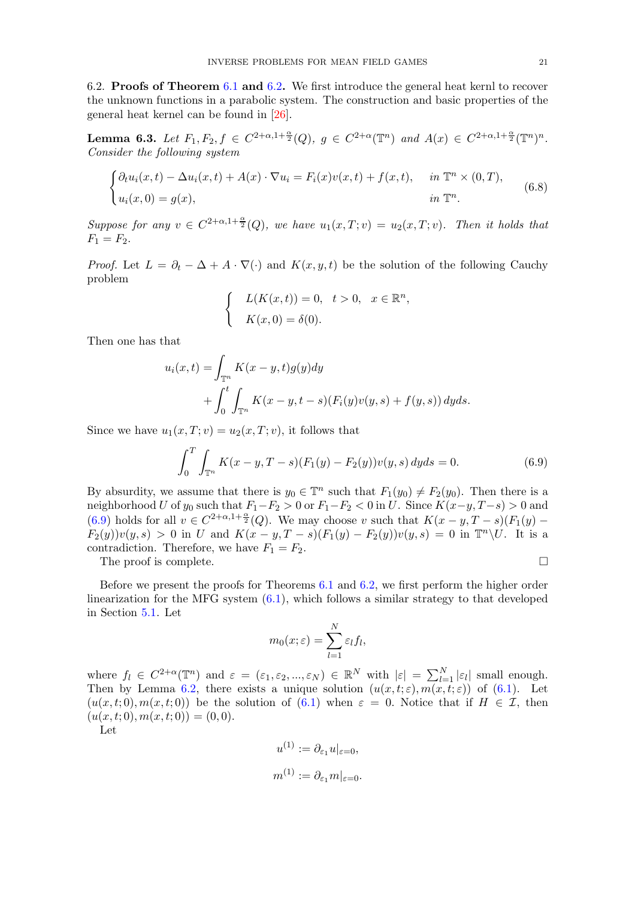6.2. **Proofs of Theorem 6.1 and 6.2.** We first introduce the general heat kernl to recover the unknown functions in a parabolic system. The construction and basic properties of the general heat kernel can be found in [26].

**Lemma 6.3.** *Let $F_1, F_2, f \in C^{2+\alpha,1+\frac{\alpha}{2}}(Q)$, $g \in C^{2+\alpha}(\mathbb{T}^n)$ and $A(x) \in C^{2+\alpha,1+\frac{\alpha}{2}}(\mathbb{T}^n)^n$. Consider the following system*

$$
\begin{cases}
\partial_t u_i(x,t) - \Delta u_i(x,t) + A(x)\cdot\nabla u_i = F_i(x)v(x,t) + f(x,t), & \text{in } \mathbb{T}^n \times (0,T),\\
u_i(x,0) = g(x), & \text{in } \mathbb{T}^n.
\end{cases}
\tag{6.8}
$$

*Suppose for any $v \in C^{2+\alpha,1+\frac{\alpha}{2}}(Q)$, we have $u_1(x,T;v) = u_2(x,T;v)$. Then it holds that $F_1 = F_2$.*

*Proof.* Let $L = \partial_t - \Delta + A\cdot\nabla(\cdot)$ and $K(x,y,t)$ be the solution of the following Cauchy problem

$$
\begin{cases}
L(K(x,t)) = 0, \quad t>0, \quad x \in \mathbb{R}^n,\\
K(x,0) = \delta(0).
\end{cases}
$$

Then one has that

$$
\begin{aligned}
u_i(x,t) = &\int_{\mathbb{T}^n} K(x-y,t)g(y)dy\\
&+ \int_0^t \int_{\mathbb{T}^n} K(x-y,t-s)(F_i(y)v(y,s) + f(y,s))\,dyds.
\end{aligned}
$$

Since we have $u_1(x,T;v) = u_2(x,T;v)$, it follows that

$$
\int_0^T \int_{\mathbb{T}^n} K(x-y,T-s)(F_1(y) - F_2(y))v(y,s)\,dyds = 0. \tag{6.9}
$$

By absurdity, we assume that there is $y_0 \in \mathbb{T}^n$ such that $F_1(y_0) \neq F_2(y_0)$. Then there is a neighborhood $U$ of $y_0$ such that $F_1 - F_2 > 0$ or $F_1 - F_2 < 0$ in $U$. Since $K(x-y,T-s) > 0$ and (6.9) holds for all $v \in C^{2+\alpha,1+\frac{\alpha}{2}}(Q)$. We may choose $v$ such that $K(x-y,T-s)(F_1(y) - F_2(y))v(y,s) > 0$ in $U$ and $K(x-y,T-s)(F_1(y)-F_2(y))v(y,s) = 0$ in $\mathbb{T}^n \backslash U$. It is a contradiction. Therefore, we have $F_1 = F_2$.

The proof is complete. □

Before we present the proofs for Theorems 6.1 and 6.2, we first perform the higher order linearization for the MFG system (6.1), which follows a similar strategy to that developed in Section 5.1. Let

$$
m_0(x;\varepsilon) = \sum_{l=1}^{N} \varepsilon_l f_l,
$$

where $f_l \in C^{2+\alpha}(\mathbb{T}^n)$ and $\varepsilon = (\varepsilon_1, \varepsilon_2, ..., \varepsilon_N) \in \mathbb{R}^N$ with $|\varepsilon| = \sum_{l=1}^{N} |\varepsilon_l|$ small enough. Then by Lemma 6.2, there exists a unique solution $(u(x,t;\varepsilon), m(x,t;\varepsilon))$ of (6.1). Let $(u(x,t;0), m(x,t;0))$ be the solution of (6.1) when $\varepsilon = 0$. Notice that if $H \in \mathcal{I}$, then $(u(x,t;0), m(x,t;0)) = (0,0)$.

Let

$$
u^{(1)} := \partial_{\varepsilon_1} u|_{\varepsilon=0},
$$

$$
m^{(1)} := \partial_{\varepsilon_1} m|_{\varepsilon=0}.
$$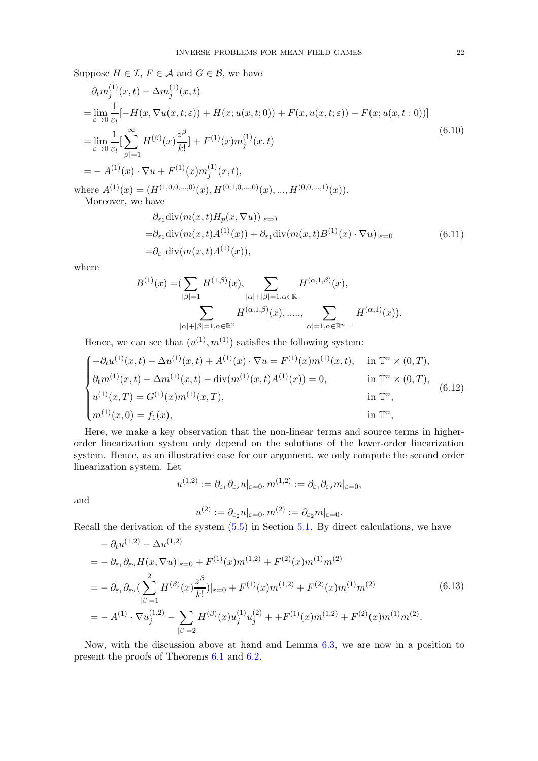Suppose $H \in \mathcal{I}$, $F \in \mathcal{A}$ and $G \in \mathcal{B}$, we have

$$
\begin{aligned}
&\partial_t m_j^{(1)}(x,t) - \Delta m_j^{(1)}(x,t) \\
=&\lim_{\varepsilon \to 0} \frac{1}{\varepsilon_l}[-H(x, \nabla u(x,t;\varepsilon)) + H(x; u(x,t;0)) + F(x, u(x,t;\varepsilon)) - F(x; u(x,t:0))] \\
=&\lim_{\varepsilon \to 0} \frac{1}{\varepsilon_l}[\sum_{|\beta|=1}^{\infty} H^{(\beta)}(x)\frac{z^\beta}{k!}] + F^{(1)}(x) m_j^{(1)}(x,t) \\
=&- A^{(1)}(x) \cdot \nabla u + F^{(1)}(x) m_j^{(1)}(x,t),
\end{aligned}
\tag{6.10}
$$

where $A^{(1)}(x) = (H^{(1,0,0,\dots,0)}(x), H^{(0,1,0,\dots,0)}(x), \dots, H^{(0,0,\dots,1)}(x))$.

Moreover, we have

$$
\begin{aligned}
&\partial_{\varepsilon_1} \mathrm{div}(m(x,t) H_p(x, \nabla u))|_{\varepsilon=0} \\
=&\partial_{\varepsilon_1} \mathrm{div}(m(x,t) A^{(1)}(x)) + \partial_{\varepsilon_1} \mathrm{div}(m(x,t) B^{(1)}(x) \cdot \nabla u)|_{\varepsilon=0} \\
=&\partial_{\varepsilon_1} \mathrm{div}(m(x,t) A^{(1)}(x)),
\end{aligned}
\tag{6.11}
$$

where

$$
\begin{aligned}
B^{(1)}(x) =&(\sum_{|\beta|=1} H^{(1,\beta)}(x), \sum_{|\alpha|+|\beta|=1, \alpha\in\mathbb{R}} H^{(\alpha,1,\beta)}(x), \\
&\sum_{|\alpha|+|\beta|=1, \alpha\in\mathbb{R}^2} H^{(\alpha,1,\beta)}(x), \dots\dots, \sum_{|\alpha|=1, \alpha\in\mathbb{R}^{n-1}} H^{(\alpha,1)}(x)).
\end{aligned}
$$

Hence, we can see that $(u^{(1)}, m^{(1)})$ satisfies the following system:

$$
\begin{cases}
-\partial_t u^{(1)}(x,t) - \Delta u^{(1)}(x,t) + A^{(1)}(x) \cdot \nabla u = F^{(1)}(x) m^{(1)}(x,t), & \text{in } \mathbb{T}^n \times (0,T), \\
\partial_t m^{(1)}(x,t) - \Delta m^{(1)}(x,t) - \mathrm{div}(m^{(1)}(x,t) A^{(1)}(x)) = 0, & \text{in } \mathbb{T}^n \times (0,T), \\
u^{(1)}(x,T) = G^{(1)}(x) m^{(1)}(x,T), & \text{in } \mathbb{T}^n, \\
m^{(1)}(x,0) = f_1(x), & \text{in } \mathbb{T}^n,
\end{cases}
\tag{6.12}
$$

Here, we make a key observation that the non-linear terms and source terms in higher-order linearization system only depend on the solutions of the lower-order linearization system. Hence, as an illustrative case for our argument, we only compute the second order linearization system. Let

$$
u^{(1,2)} := \partial_{\varepsilon_1}\partial_{\varepsilon_2} u|_{\varepsilon=0}, m^{(1,2)} := \partial_{\varepsilon_1}\partial_{\varepsilon_2} m|_{\varepsilon=0},
$$

and

$$
u^{(2)} := \partial_{\varepsilon_2} u|_{\varepsilon=0}, m^{(2)} := \partial_{\varepsilon_2} m|_{\varepsilon=0}.
$$

Recall the derivation of the system (5.5) in Section 5.1. By direct calculations, we have

$$
\begin{aligned}
&- \partial_t u^{(1,2)} - \Delta u^{(1,2)} \\
=&- \partial_{\varepsilon_1}\partial_{\varepsilon_2} H(x, \nabla u)|_{\varepsilon=0} + F^{(1)}(x) m^{(1,2)} + F^{(2)}(x) m^{(1)} m^{(2)} \\
=&- \partial_{\varepsilon_1}\partial_{\varepsilon_2}(\sum_{|\beta|=1}^{2} H^{(\beta)}(x)\frac{z^\beta}{k!})|_{\varepsilon=0} + F^{(1)}(x) m^{(1,2)} + F^{(2)}(x) m^{(1)} m^{(2)} \\
=&- A^{(1)} \cdot \nabla u_j^{(1,2)} - \sum_{|\beta|=2} H^{(\beta)}(x) u_j^{(1)} u_j^{(2)} + + F^{(1)}(x) m^{(1,2)} + F^{(2)}(x) m^{(1)} m^{(2)}.
\end{aligned}
\tag{6.13}
$$

Now, with the discussion above at hand and Lemma 6.3, we are now in a position to present the proofs of Theorems 6.1 and 6.2.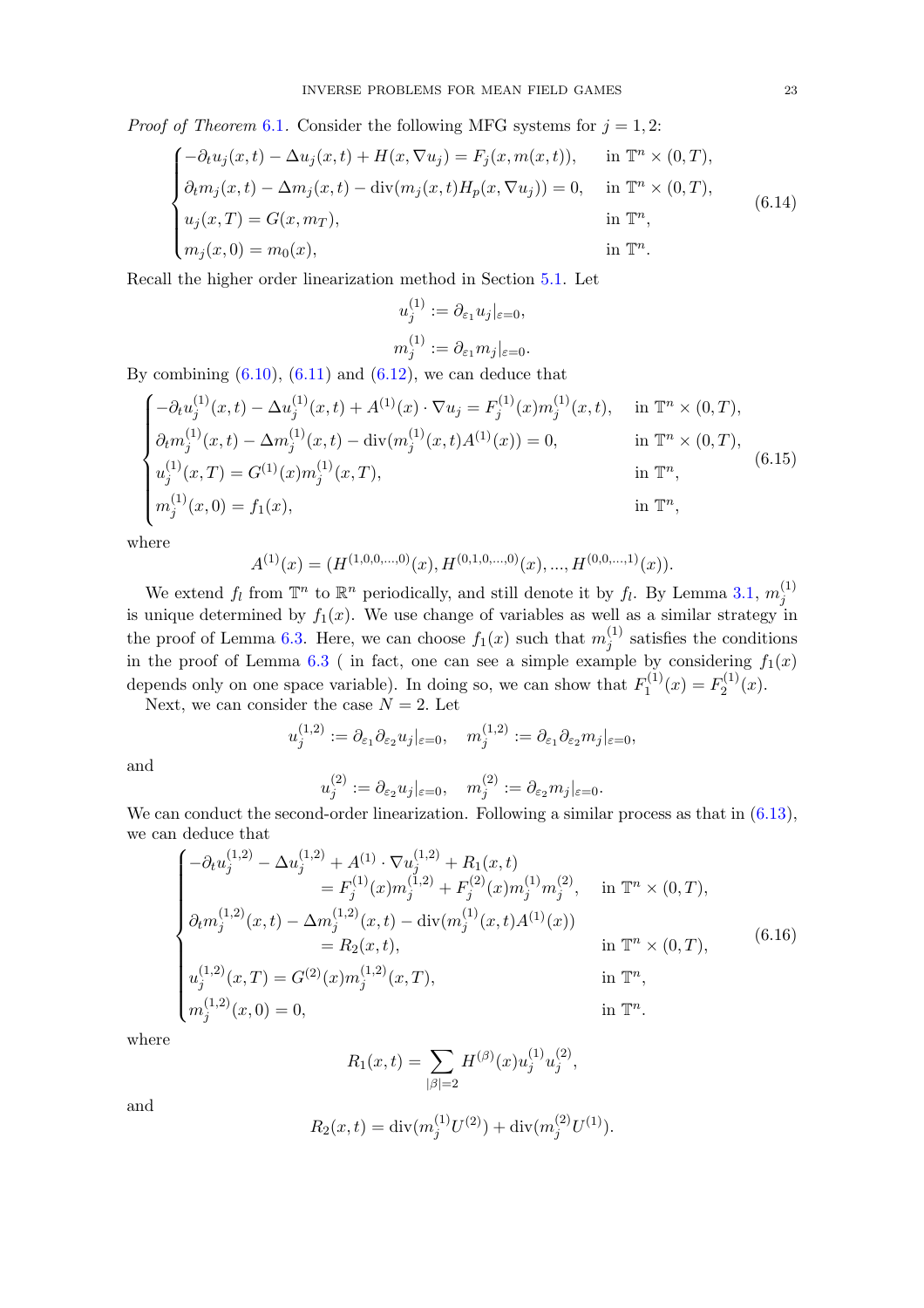*Proof of Theorem 6.1.* Consider the following MFG systems for $j = 1, 2$:

$$
\begin{cases}
-\partial_t u_j(x,t) - \Delta u_j(x,t) + H(x, \nabla u_j) = F_j(x, m(x,t)), & \text{in } \mathbb{T}^n \times (0,T),\\
\partial_t m_j(x,t) - \Delta m_j(x,t) - \operatorname{div}(m_j(x,t) H_p(x, \nabla u_j)) = 0, & \text{in } \mathbb{T}^n \times (0,T),\\
u_j(x,T) = G(x, m_T), & \text{in } \mathbb{T}^n,\\
m_j(x,0) = m_0(x), & \text{in } \mathbb{T}^n.
\end{cases}
\tag{6.14}
$$

Recall the higher order linearization method in Section 5.1. Let

$$
u_j^{(1)} := \partial_{\varepsilon_1} u_j|_{\varepsilon=0},
$$

$$
m_j^{(1)} := \partial_{\varepsilon_1} m_j|_{\varepsilon=0}.
$$

By combining (6.10), (6.11) and (6.12), we can deduce that

$$
\begin{cases}
-\partial_t u_j^{(1)}(x,t) - \Delta u_j^{(1)}(x,t) + A^{(1)}(x) \cdot \nabla u_j = F_j^{(1)}(x) m_j^{(1)}(x,t), & \text{in } \mathbb{T}^n \times (0,T),\\
\partial_t m_j^{(1)}(x,t) - \Delta m_j^{(1)}(x,t) - \operatorname{div}(m_j^{(1)}(x,t) A^{(1)}(x)) = 0, & \text{in } \mathbb{T}^n \times (0,T),\\
u_j^{(1)}(x,T) = G^{(1)}(x) m_j^{(1)}(x,T), & \text{in } \mathbb{T}^n,\\
m_j^{(1)}(x,0) = f_1(x), & \text{in } \mathbb{T}^n,
\end{cases}
\tag{6.15}
$$

where

$$
A^{(1)}(x) = (H^{(1,0,0,\dots,0)}(x), H^{(0,1,0,\dots,0)}(x), \dots, H^{(0,0,\dots,1)}(x)).
$$

We extend $f_l$ from $\mathbb{T}^n$ to $\mathbb{R}^n$ periodically, and still denote it by $f_l$. By Lemma 3.1, $m_j^{(1)}$ is unique determined by $f_1(x)$. We use change of variables as well as a similar strategy in the proof of Lemma 6.3. Here, we can choose $f_1(x)$ such that $m_j^{(1)}$ satisfies the conditions in the proof of Lemma 6.3 ( in fact, one can see a simple example by considering $f_1(x)$ depends only on one space variable). In doing so, we can show that $F_1^{(1)}(x) = F_2^{(1)}(x)$.

Next, we can consider the case $N = 2$. Let

$$
u_j^{(1,2)} := \partial_{\varepsilon_1} \partial_{\varepsilon_2} u_j|_{\varepsilon=0}, \quad m_j^{(1,2)} := \partial_{\varepsilon_1} \partial_{\varepsilon_2} m_j|_{\varepsilon=0},
$$

and

$$
u_j^{(2)} := \partial_{\varepsilon_2} u_j|_{\varepsilon=0}, \quad m_j^{(2)} := \partial_{\varepsilon_2} m_j|_{\varepsilon=0}.
$$

We can conduct the second-order linearization. Following a similar process as that in (6.13), we can deduce that

$$
\begin{cases}
-\partial_t u_j^{(1,2)} - \Delta u_j^{(1,2)} + A^{(1)} \cdot \nabla u_j^{(1,2)} + R_1(x,t) \\
\qquad\qquad = F_j^{(1)}(x) m_j^{(1,2)} + F_j^{(2)}(x) m_j^{(1)} m_j^{(2)}, & \text{in } \mathbb{T}^n \times (0,T),\\
\partial_t m_j^{(1,2)}(x,t) - \Delta m_j^{(1,2)}(x,t) - \operatorname{div}(m_j^{(1)}(x,t) A^{(1)}(x)) \\
\qquad\qquad = R_2(x,t), & \text{in } \mathbb{T}^n \times (0,T),\\
u_j^{(1,2)}(x,T) = G^{(2)}(x) m_j^{(1,2)}(x,T), & \text{in } \mathbb{T}^n,\\
m_j^{(1,2)}(x,0) = 0, & \text{in } \mathbb{T}^n.
\end{cases}
\tag{6.16}
$$

where

$$
R_1(x,t) = \sum_{|\beta|=2} H^{(\beta)}(x) u_j^{(1)} u_j^{(2)},
$$

and

$$
R_2(x,t) = \operatorname{div}(m_j^{(1)} U^{(2)}) + \operatorname{div}(m_j^{(2)} U^{(1)}).
$$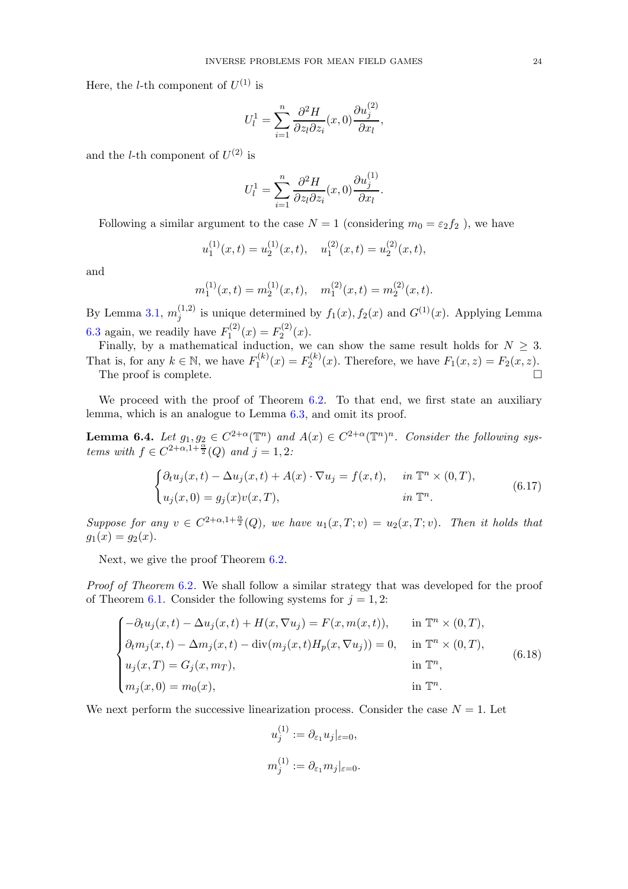Here, the $l$-th component of $U^{(1)}$ is

$$U_l^1 = \sum_{i=1}^n \frac{\partial^2 H}{\partial z_l \partial z_i}(x,0)\frac{\partial u_j^{(2)}}{\partial x_l},$$

and the $l$-th component of $U^{(2)}$ is

$$U_l^1 = \sum_{i=1}^n \frac{\partial^2 H}{\partial z_l \partial z_i}(x,0)\frac{\partial u_j^{(1)}}{\partial x_l}.$$

Following a similar argument to the case $N=1$ (considering $m_0 = \varepsilon_2 f_2$ ), we have

$$u_1^{(1)}(x,t) = u_2^{(1)}(x,t), \quad u_1^{(2)}(x,t) = u_2^{(2)}(x,t),$$

and

$$m_1^{(1)}(x,t) = m_2^{(1)}(x,t), \quad m_1^{(2)}(x,t) = m_2^{(2)}(x,t).$$

By Lemma 3.1, $m_j^{(1,2)}$ is unique determined by $f_1(x), f_2(x)$ and $G^{(1)}(x)$. Applying Lemma 6.3 again, we readily have $F_1^{(2)}(x) = F_2^{(2)}(x)$.

Finally, by a mathematical induction, we can show the same result holds for $N \geq 3$. That is, for any $k \in \mathbb{N}$, we have $F_1^{(k)}(x) = F_2^{(k)}(x)$. Therefore, we have $F_1(x,z) = F_2(x,z)$.

The proof is complete. $\square$

We proceed with the proof of Theorem 6.2. To that end, we first state an auxiliary lemma, which is an analogue to Lemma 6.3, and omit its proof.

**Lemma 6.4.** *Let $g_1, g_2 \in C^{2+\alpha}(\mathbb{T}^n)$ and $A(x) \in C^{2+\alpha}(\mathbb{T}^n)^n$. Consider the following systems with $f \in C^{2+\alpha, 1+\frac{\alpha}{2}}(Q)$ and $j = 1,2$:*

$$\begin{cases} \partial_t u_j(x,t) - \Delta u_j(x,t) + A(x) \cdot \nabla u_j = f(x,t), & \text{in } \mathbb{T}^n \times (0,T), \\ u_j(x,0) = g_j(x) v(x,T), & \text{in } \mathbb{T}^n. \end{cases} \tag{6.17}$$

*Suppose for any $v \in C^{2+\alpha,1+\frac{\alpha}{2}}(Q)$, we have $u_1(x,T;v) = u_2(x,T;v)$. Then it holds that $g_1(x) = g_2(x)$.*

Next, we give the proof Theorem 6.2.

*Proof of Theorem 6.2.* We shall follow a similar strategy that was developed for the proof of Theorem 6.1. Consider the following systems for $j = 1,2$:

$$\begin{cases} -\partial_t u_j(x,t) - \Delta u_j(x,t) + H(x, \nabla u_j) = F(x, m(x,t)), & \text{in } \mathbb{T}^n \times (0,T), \\ \partial_t m_j(x,t) - \Delta m_j(x,t) - \operatorname{div}(m_j(x,t) H_p(x, \nabla u_j)) = 0, & \text{in } \mathbb{T}^n \times (0,T), \\ u_j(x,T) = G_j(x, m_T), & \text{in } \mathbb{T}^n, \\ m_j(x,0) = m_0(x), & \text{in } \mathbb{T}^n. \end{cases} \tag{6.18}$$

We next perform the successive linearization process. Consider the case $N=1$. Let

$$u_j^{(1)} := \partial_{\varepsilon_1} u_j|_{\varepsilon=0},$$

$$m_j^{(1)} := \partial_{\varepsilon_1} m_j|_{\varepsilon=0}.$$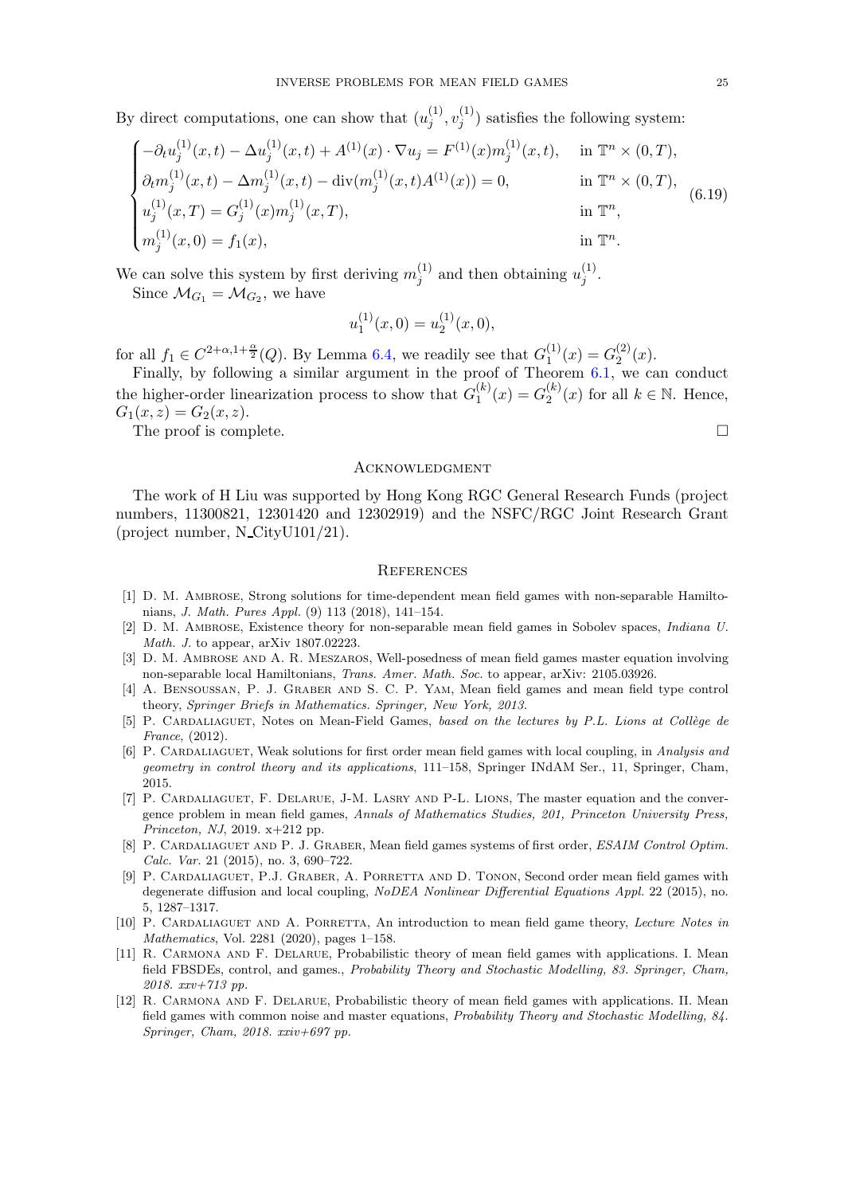By direct computations, one can show that $(u_j^{(1)}, v_j^{(1)})$ satisfies the following system:

$$
\begin{cases}
-\partial_t u_j^{(1)}(x,t) - \Delta u_j^{(1)}(x,t) + A^{(1)}(x)\cdot \nabla u_j = F^{(1)}(x) m_j^{(1)}(x,t), & \text{in } \mathbb{T}^n \times (0,T),\\
\partial_t m_j^{(1)}(x,t) - \Delta m_j^{(1)}(x,t) - \operatorname{div}(m_j^{(1)}(x,t) A^{(1)}(x)) = 0, & \text{in } \mathbb{T}^n \times (0,T),\\
u_j^{(1)}(x,T) = G_j^{(1)}(x) m_j^{(1)}(x,T), & \text{in } \mathbb{T}^n,\\
m_j^{(1)}(x,0) = f_1(x), & \text{in } \mathbb{T}^n.
\end{cases}
\tag{6.19}
$$

We can solve this system by first deriving $m_j^{(1)}$ and then obtaining $u_j^{(1)}$.

Since $\mathcal{M}_{G_1} = \mathcal{M}_{G_2}$, we have

$$
u_1^{(1)}(x,0) = u_2^{(1)}(x,0),
$$

for all $f_1 \in C^{2+\alpha, 1+\frac{\alpha}{2}}(Q)$. By Lemma 6.4, we readily see that $G_1^{(1)}(x) = G_2^{(2)}(x)$.

Finally, by following a similar argument in the proof of Theorem 6.1, we can conduct the higher-order linearization process to show that $G_1^{(k)}(x) = G_2^{(k)}(x)$ for all $k \in \mathbb{N}$. Hence, $G_1(x,z) = G_2(x,z)$.

The proof is complete. $\square$

## Acknowledgment

The work of H Liu was supported by Hong Kong RGC General Research Funds (project numbers, 11300821, 12301420 and 12302919) and the NSFC/RGC Joint Research Grant (project number, N_CityU101/21).

## References

[1] D. M. Ambrose, Strong solutions for time-dependent mean field games with non-separable Hamiltonians, *J. Math. Pures Appl.* (9) 113 (2018), 141–154.

[2] D. M. Ambrose, Existence theory for non-separable mean field games in Sobolev spaces, *Indiana U. Math. J.* to appear, arXiv 1807.02223.

[3] D. M. Ambrose and A. R. Meszaros, Well-posedness of mean field games master equation involving non-separable local Hamiltonians, *Trans. Amer. Math. Soc.* to appear, arXiv: 2105.03926.

[4] A. Bensoussan, P. J. Graber and S. C. P. Yam, Mean field games and mean field type control theory, *Springer Briefs in Mathematics. Springer, New York, 2013.*

[5] P. Cardaliaguet, Notes on Mean-Field Games, *based on the lectures by P.L. Lions at Collège de France*, (2012).

[6] P. Cardaliaguet, Weak solutions for first order mean field games with local coupling, in *Analysis and geometry in control theory and its applications*, 111–158, Springer INdAM Ser., 11, Springer, Cham, 2015.

[7] P. Cardaliaguet, F. Delarue, J-M. Lasry and P-L. Lions, The master equation and the convergence problem in mean field games, *Annals of Mathematics Studies, 201, Princeton University Press, Princeton, NJ*, 2019. x+212 pp.

[8] P. Cardaliaguet and P. J. Graber, Mean field games systems of first order, *ESAIM Control Optim. Calc. Var.* 21 (2015), no. 3, 690–722.

[9] P. Cardaliaguet, P.J. Graber, A. Porretta and D. Tonon, Second order mean field games with degenerate diffusion and local coupling, *NoDEA Nonlinear Differential Equations Appl.* 22 (2015), no. 5, 1287–1317.

[10] P. Cardaliaguet and A. Porretta, An introduction to mean field game theory, *Lecture Notes in Mathematics*, Vol. 2281 (2020), pages 1–158.

[11] R. Carmona and F. Delarue, Probabilistic theory of mean field games with applications. I. Mean field FBSDEs, control, and games., *Probability Theory and Stochastic Modelling, 83. Springer, Cham, 2018. xxv+713 pp.*

[12] R. Carmona and F. Delarue, Probabilistic theory of mean field games with applications. II. Mean field games with common noise and master equations, *Probability Theory and Stochastic Modelling, 84. Springer, Cham, 2018. xxiv+697 pp.*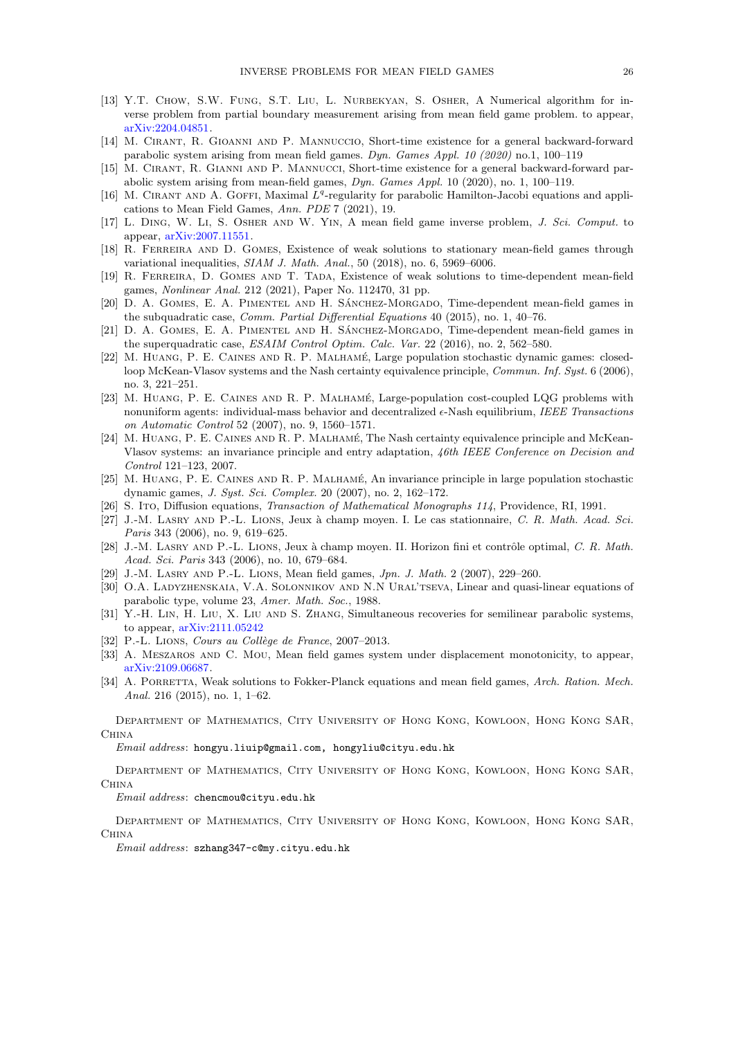[13] Y.T. Chow, S.W. Fung, S.T. Liu, L. Nurbekyan, S. Osher, A Numerical algorithm for inverse problem from partial boundary measurement arising from mean field game problem. to appear, arXiv:2204.04851.

[14] M. Cirant, R. Gioanni and P. Mannuccio, Short-time existence for a general backward-forward parabolic system arising from mean field games. *Dyn. Games Appl. 10 (2020)* no.1, 100–119

[15] M. Cirant, R. Gianni and P. Mannucci, Short-time existence for a general backward-forward parabolic system arising from mean-field games, *Dyn. Games Appl.* 10 (2020), no. 1, 100–119.

[16] M. Cirant and A. Goffi, Maximal $L^q$-regularity for parabolic Hamilton-Jacobi equations and applications to Mean Field Games, *Ann. PDE* 7 (2021), 19.

[17] L. Ding, W. Li, S. Osher and W. Yin, A mean field game inverse problem, *J. Sci. Comput.* to appear, arXiv:2007.11551.

[18] R. Ferreira and D. Gomes, Existence of weak solutions to stationary mean-field games through variational inequalities, *SIAM J. Math. Anal.*, 50 (2018), no. 6, 5969–6006.

[19] R. Ferreira, D. Gomes and T. Tada, Existence of weak solutions to time-dependent mean-field games, *Nonlinear Anal.* 212 (2021), Paper No. 112470, 31 pp.

[20] D. A. Gomes, E. A. Pimentel and H. Sánchez-Morgado, Time-dependent mean-field games in the subquadratic case, *Comm. Partial Differential Equations* 40 (2015), no. 1, 40–76.

[21] D. A. Gomes, E. A. Pimentel and H. Sánchez-Morgado, Time-dependent mean-field games in the superquadratic case, *ESAIM Control Optim. Calc. Var.* 22 (2016), no. 2, 562–580.

[22] M. Huang, P. E. Caines and R. P. Malhamé, Large population stochastic dynamic games: closed-loop McKean-Vlasov systems and the Nash certainty equivalence principle, *Commun. Inf. Syst.* 6 (2006), no. 3, 221–251.

[23] M. Huang, P. E. Caines and R. P. Malhamé, Large-population cost-coupled LQG problems with nonuniform agents: individual-mass behavior and decentralized $\epsilon$-Nash equilibrium, *IEEE Transactions on Automatic Control* 52 (2007), no. 9, 1560–1571.

[24] M. Huang, P. E. Caines and R. P. Malhamé, The Nash certainty equivalence principle and McKean-Vlasov systems: an invariance principle and entry adaptation, *46th IEEE Conference on Decision and Control* 121–123, 2007.

[25] M. Huang, P. E. Caines and R. P. Malhamé, An invariance principle in large population stochastic dynamic games, *J. Syst. Sci. Complex.* 20 (2007), no. 2, 162–172.

[26] S. Ito, Diffusion equations, *Transaction of Mathematical Monographs 114*, Providence, RI, 1991.

[27] J.-M. Lasry and P.-L. Lions, Jeux à champ moyen. I. Le cas stationnaire, *C. R. Math. Acad. Sci. Paris* 343 (2006), no. 9, 619–625.

[28] J.-M. Lasry and P.-L. Lions, Jeux à champ moyen. II. Horizon fini et contrôle optimal, *C. R. Math. Acad. Sci. Paris* 343 (2006), no. 10, 679–684.

[29] J.-M. Lasry and P.-L. Lions, Mean field games, *Jpn. J. Math.* 2 (2007), 229–260.

[30] O.A. Ladyzhenskaia, V.A. Solonnikov and N.N Ural'tseva, Linear and quasi-linear equations of parabolic type, volume 23, *Amer. Math. Soc.*, 1988.

[31] Y.-H. Lin, H. Liu, X. Liu and S. Zhang, Simultaneous recoveries for semilinear parabolic systems, to appear, arXiv:2111.05242

[32] P.-L. Lions, *Cours au Collège de France*, 2007–2013.

[33] A. Meszaros and C. Mou, Mean field games system under displacement monotonicity, to appear, arXiv:2109.06687.

[34] A. Porretta, Weak solutions to Fokker-Planck equations and mean field games, *Arch. Ration. Mech. Anal.* 216 (2015), no. 1, 1–62.

Department of Mathematics, City University of Hong Kong, Kowloon, Hong Kong SAR, China

*Email address*: hongyu.liuip@gmail.com, hongyliu@cityu.edu.hk

Department of Mathematics, City University of Hong Kong, Kowloon, Hong Kong SAR, China

*Email address*: chencmou@cityu.edu.hk

Department of Mathematics, City University of Hong Kong, Kowloon, Hong Kong SAR, China

*Email address*: szhang347-c@my.cityu.edu.hk